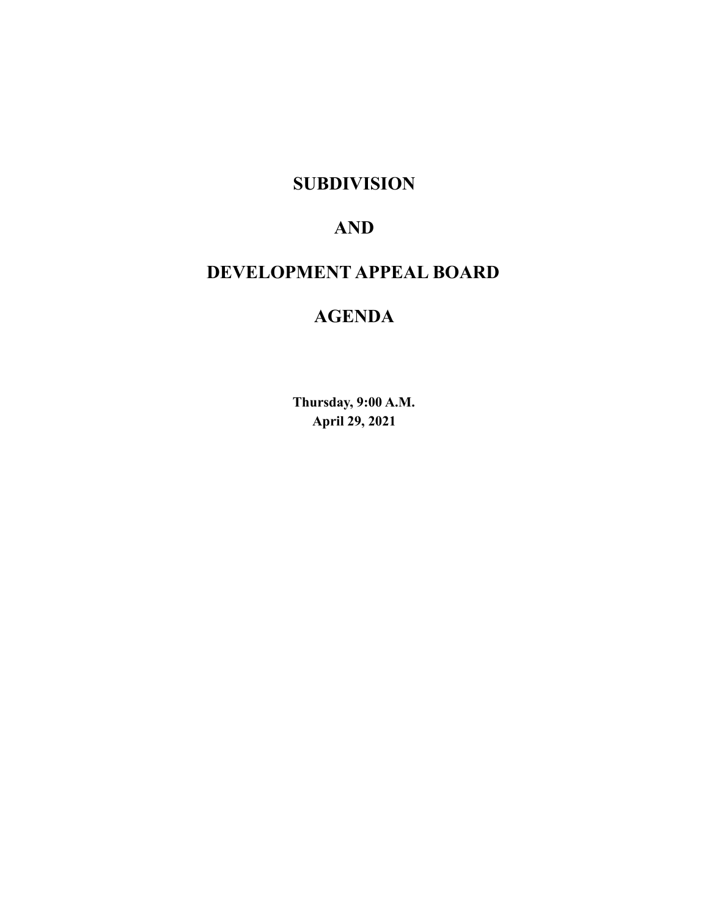# SUBDIVISION

# AND

# DEVELOPMENT APPEAL BOARD

# AGENDA

**Thursday, 9:00 A.M.**
**April 29, 2021**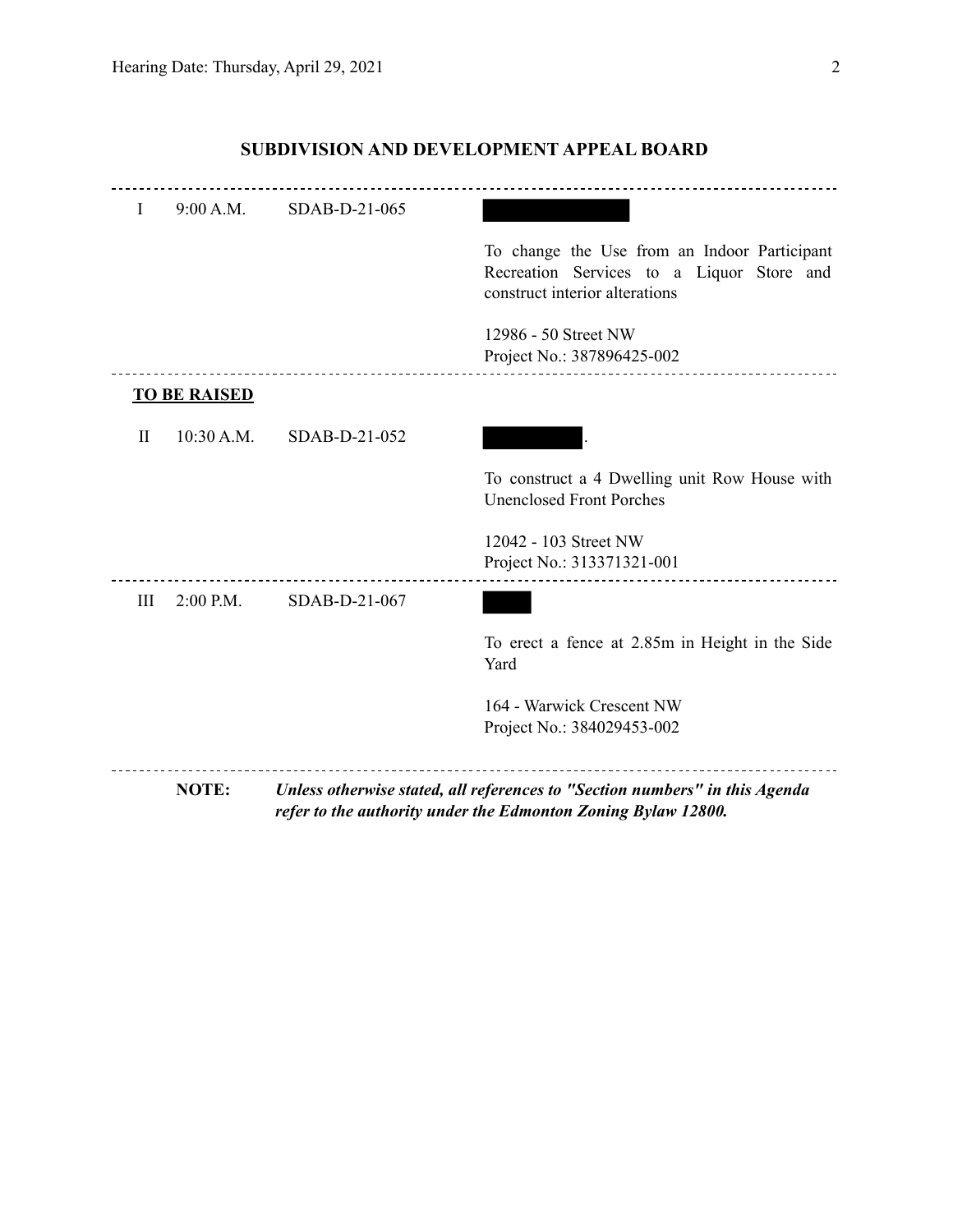## SUBDIVISION AND DEVELOPMENT APPEAL BOARD

---

| | | | |
|---|---|---|---|
| I | 9:00 A.M. | SDAB-D-21-065 | |
| | | | To change the Use from an Indoor Participant Recreation Services to a Liquor Store and construct interior alterations |
| | | | 12986 - 50 Street NW<br>Project No.: 387896425-002 |

---

**TO BE RAISED**

| | | | |
|---|---|---|---|
| II | 10:30 A.M. | SDAB-D-21-052 | . |
| | | | To construct a 4 Dwelling unit Row House with Unenclosed Front Porches |
| | | | 12042 - 103 Street NW<br>Project No.: 313371321-001 |

---

| | | | |
|---|---|---|---|
| III | 2:00 P.M. | SDAB-D-21-067 | |
| | | | To erect a fence at 2.85m in Height in the Side Yard |
| | | | 164 - Warwick Crescent NW<br>Project No.: 384029453-002 |

---

**NOTE:** ***Unless otherwise stated, all references to "Section numbers" in this Agenda refer to the authority under the Edmonton Zoning Bylaw 12800.***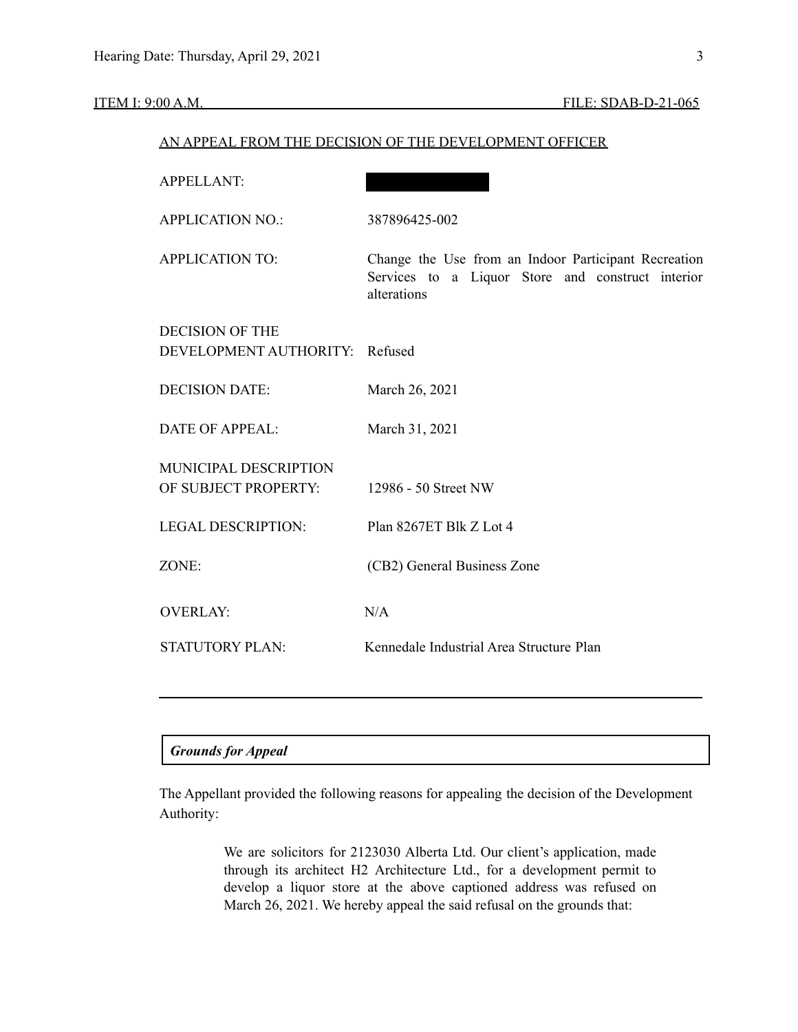ITEM I: 9:00 A.M. FILE: SDAB-D-21-065

AN APPEAL FROM THE DECISION OF THE DEVELOPMENT OFFICER

| | |
|---|---|
| APPELLANT: | |
| APPLICATION NO.: | 387896425-002 |
| APPLICATION TO: | Change the Use from an Indoor Participant Recreation Services to a Liquor Store and construct interior alterations |
| DECISION OF THE DEVELOPMENT AUTHORITY: | Refused |
| DECISION DATE: | March 26, 2021 |
| DATE OF APPEAL: | March 31, 2021 |
| MUNICIPAL DESCRIPTION OF SUBJECT PROPERTY: | 12986 - 50 Street NW |
| LEGAL DESCRIPTION: | Plan 8267ET Blk Z Lot 4 |
| ZONE: | (CB2) General Business Zone |
| OVERLAY: | N/A |
| STATUTORY PLAN: | Kennedale Industrial Area Structure Plan |

---

***Grounds for Appeal***

The Appellant provided the following reasons for appealing the decision of the Development Authority:

> We are solicitors for 2123030 Alberta Ltd. Our client's application, made through its architect H2 Architecture Ltd., for a development permit to develop a liquor store at the above captioned address was refused on March 26, 2021. We hereby appeal the said refusal on the grounds that: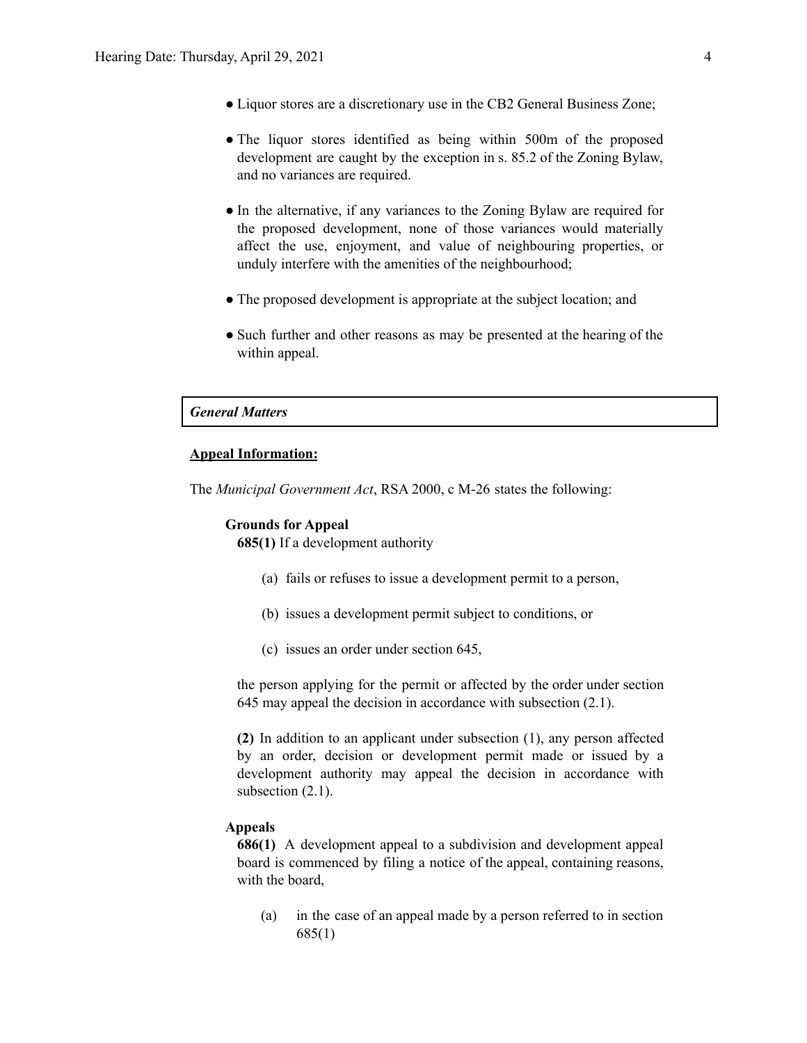- Liquor stores are a discretionary use in the CB2 General Business Zone;

- The liquor stores identified as being within 500m of the proposed development are caught by the exception in s. 85.2 of the Zoning Bylaw, and no variances are required.

- In the alternative, if any variances to the Zoning Bylaw are required for the proposed development, none of those variances would materially affect the use, enjoyment, and value of neighbouring properties, or unduly interfere with the amenities of the neighbourhood;

- The proposed development is appropriate at the subject location; and

- Such further and other reasons as may be presented at the hearing of the within appeal.

***General Matters***

**Appeal Information:**

The *Municipal Government Act*, RSA 2000, c M-26 states the following:

**Grounds for Appeal**

**685(1)** If a development authority

(a) fails or refuses to issue a development permit to a person,

(b) issues a development permit subject to conditions, or

(c) issues an order under section 645,

the person applying for the permit or affected by the order under section 645 may appeal the decision in accordance with subsection (2.1).

**(2)** In addition to an applicant under subsection (1), any person affected by an order, decision or development permit made or issued by a development authority may appeal the decision in accordance with subsection (2.1).

**Appeals**

**686(1)** A development appeal to a subdivision and development appeal board is commenced by filing a notice of the appeal, containing reasons, with the board,

(a) in the case of an appeal made by a person referred to in section 685(1)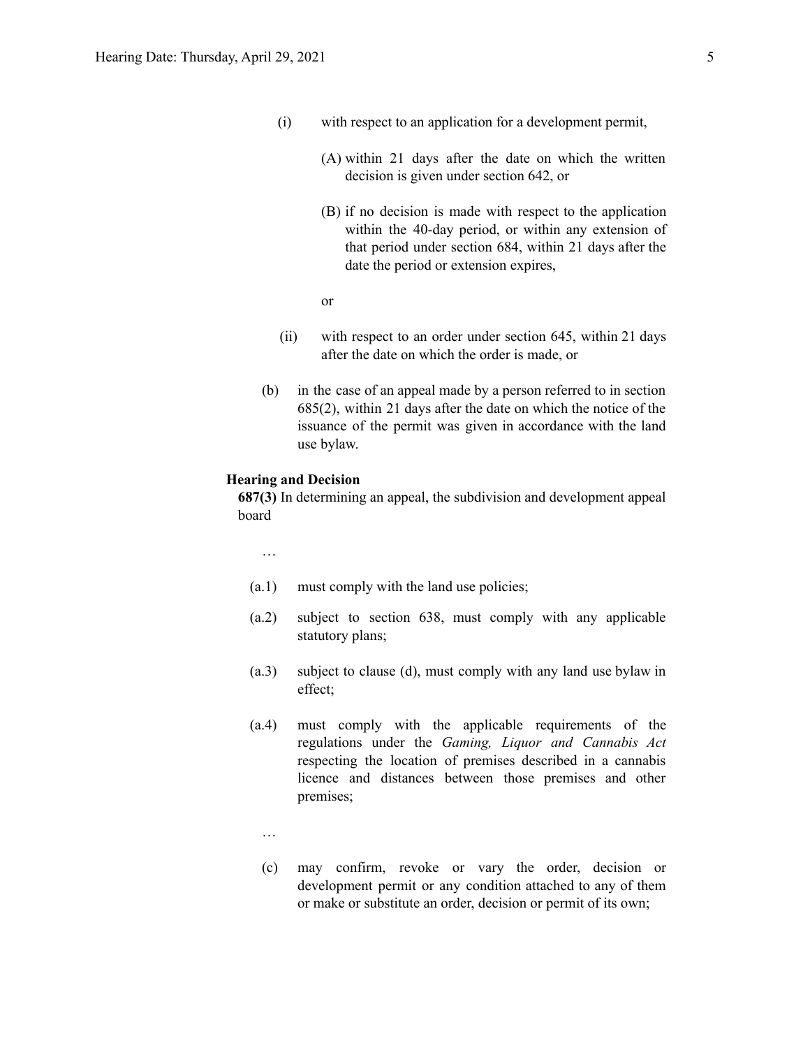(i) with respect to an application for a development permit,

(A) within 21 days after the date on which the written decision is given under section 642, or

(B) if no decision is made with respect to the application within the 40-day period, or within any extension of that period under section 684, within 21 days after the date the period or extension expires,

or

(ii) with respect to an order under section 645, within 21 days after the date on which the order is made, or

(b) in the case of an appeal made by a person referred to in section 685(2), within 21 days after the date on which the notice of the issuance of the permit was given in accordance with the land use bylaw.

**Hearing and Decision**

**687(3)** In determining an appeal, the subdivision and development appeal board

…

(a.1) must comply with the land use policies;

(a.2) subject to section 638, must comply with any applicable statutory plans;

(a.3) subject to clause (d), must comply with any land use bylaw in effect;

(a.4) must comply with the applicable requirements of the regulations under the *Gaming, Liquor and Cannabis Act* respecting the location of premises described in a cannabis licence and distances between those premises and other premises;

…

(c) may confirm, revoke or vary the order, decision or development permit or any condition attached to any of them or make or substitute an order, decision or permit of its own;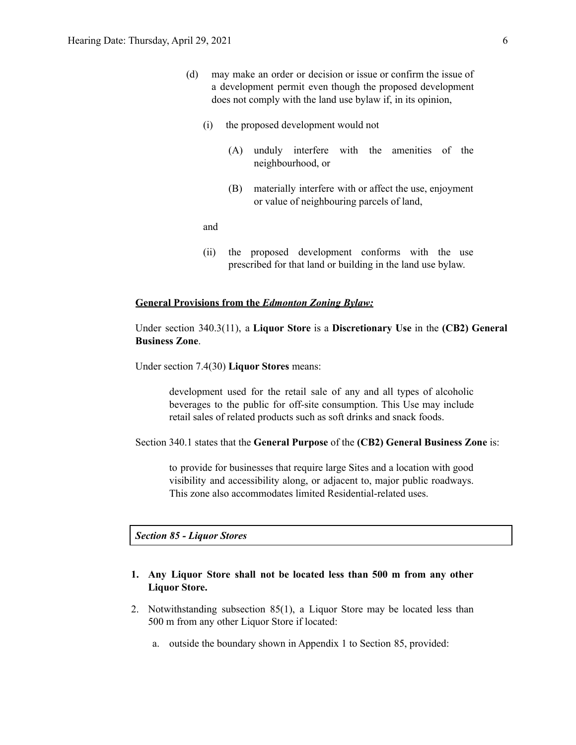(d) may make an order or decision or issue or confirm the issue of a development permit even though the proposed development does not comply with the land use bylaw if, in its opinion,

(i) the proposed development would not

(A) unduly interfere with the amenities of the neighbourhood, or

(B) materially interfere with or affect the use, enjoyment or value of neighbouring parcels of land,

and

(ii) the proposed development conforms with the use prescribed for that land or building in the land use bylaw.

**General Provisions from the *Edmonton Zoning Bylaw:***

Under section 340.3(11), a **Liquor Store** is a **Discretionary Use** in the **(CB2) General Business Zone**.

Under section 7.4(30) **Liquor Stores** means:

> development used for the retail sale of any and all types of alcoholic beverages to the public for off-site consumption. This Use may include retail sales of related products such as soft drinks and snack foods.

Section 340.1 states that the **General Purpose** of the **(CB2) General Business Zone** is:

> to provide for businesses that require large Sites and a location with good visibility and accessibility along, or adjacent to, major public roadways. This zone also accommodates limited Residential-related uses.

***Section 85 - Liquor Stores***

1. **Any Liquor Store shall not be located less than 500 m from any other Liquor Store.**
2. Notwithstanding subsection 85(1), a Liquor Store may be located less than 500 m from any other Liquor Store if located:
   a. outside the boundary shown in Appendix 1 to Section 85, provided: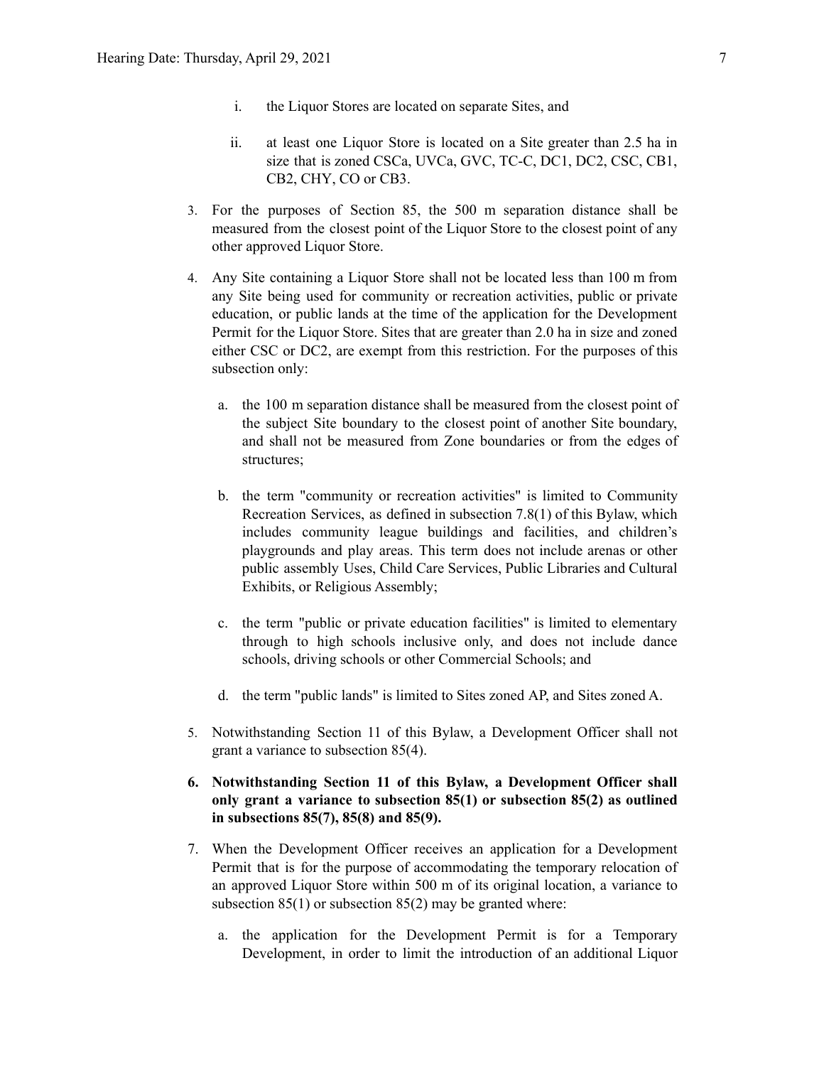i. the Liquor Stores are located on separate Sites, and

ii. at least one Liquor Store is located on a Site greater than 2.5 ha in size that is zoned CSCa, UVCa, GVC, TC-C, DC1, DC2, CSC, CB1, CB2, CHY, CO or CB3.

3. For the purposes of Section 85, the 500 m separation distance shall be measured from the closest point of the Liquor Store to the closest point of any other approved Liquor Store.

4. Any Site containing a Liquor Store shall not be located less than 100 m from any Site being used for community or recreation activities, public or private education, or public lands at the time of the application for the Development Permit for the Liquor Store. Sites that are greater than 2.0 ha in size and zoned either CSC or DC2, are exempt from this restriction. For the purposes of this subsection only:

   a. the 100 m separation distance shall be measured from the closest point of the subject Site boundary to the closest point of another Site boundary, and shall not be measured from Zone boundaries or from the edges of structures;

   b. the term "community or recreation activities" is limited to Community Recreation Services, as defined in subsection 7.8(1) of this Bylaw, which includes community league buildings and facilities, and children's playgrounds and play areas. This term does not include arenas or other public assembly Uses, Child Care Services, Public Libraries and Cultural Exhibits, or Religious Assembly;

   c. the term "public or private education facilities" is limited to elementary through to high schools inclusive only, and does not include dance schools, driving schools or other Commercial Schools; and

   d. the term "public lands" is limited to Sites zoned AP, and Sites zoned A.

5. Notwithstanding Section 11 of this Bylaw, a Development Officer shall not grant a variance to subsection 85(4).

6. **Notwithstanding Section 11 of this Bylaw, a Development Officer shall only grant a variance to subsection 85(1) or subsection 85(2) as outlined in subsections 85(7), 85(8) and 85(9).**

7. When the Development Officer receives an application for a Development Permit that is for the purpose of accommodating the temporary relocation of an approved Liquor Store within 500 m of its original location, a variance to subsection 85(1) or subsection 85(2) may be granted where:

   a. the application for the Development Permit is for a Temporary Development, in order to limit the introduction of an additional Liquor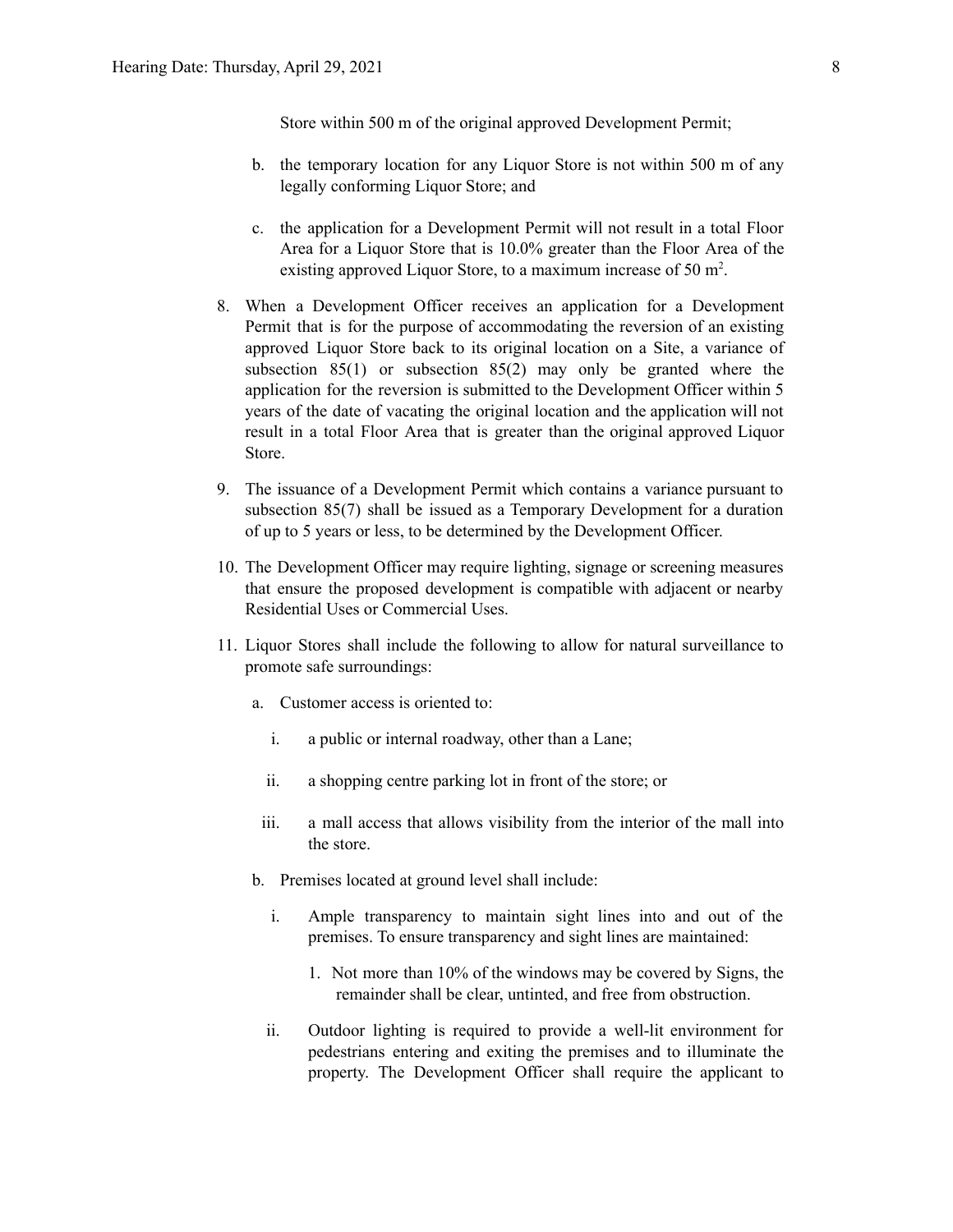Store within 500 m of the original approved Development Permit;

b. the temporary location for any Liquor Store is not within 500 m of any legally conforming Liquor Store; and

c. the application for a Development Permit will not result in a total Floor Area for a Liquor Store that is 10.0% greater than the Floor Area of the existing approved Liquor Store, to a maximum increase of 50 $m^2$.

8. When a Development Officer receives an application for a Development Permit that is for the purpose of accommodating the reversion of an existing approved Liquor Store back to its original location on a Site, a variance of subsection 85(1) or subsection 85(2) may only be granted where the application for the reversion is submitted to the Development Officer within 5 years of the date of vacating the original location and the application will not result in a total Floor Area that is greater than the original approved Liquor Store.

9. The issuance of a Development Permit which contains a variance pursuant to subsection 85(7) shall be issued as a Temporary Development for a duration of up to 5 years or less, to be determined by the Development Officer.

10. The Development Officer may require lighting, signage or screening measures that ensure the proposed development is compatible with adjacent or nearby Residential Uses or Commercial Uses.

11. Liquor Stores shall include the following to allow for natural surveillance to promote safe surroundings:

    a. Customer access is oriented to:

        i. a public or internal roadway, other than a Lane;

        ii. a shopping centre parking lot in front of the store; or

        iii. a mall access that allows visibility from the interior of the mall into the store.

    b. Premises located at ground level shall include:

        i. Ample transparency to maintain sight lines into and out of the premises. To ensure transparency and sight lines are maintained:

            1. Not more than 10% of the windows may be covered by Signs, the remainder shall be clear, untinted, and free from obstruction.

        ii. Outdoor lighting is required to provide a well-lit environment for pedestrians entering and exiting the premises and to illuminate the property. The Development Officer shall require the applicant to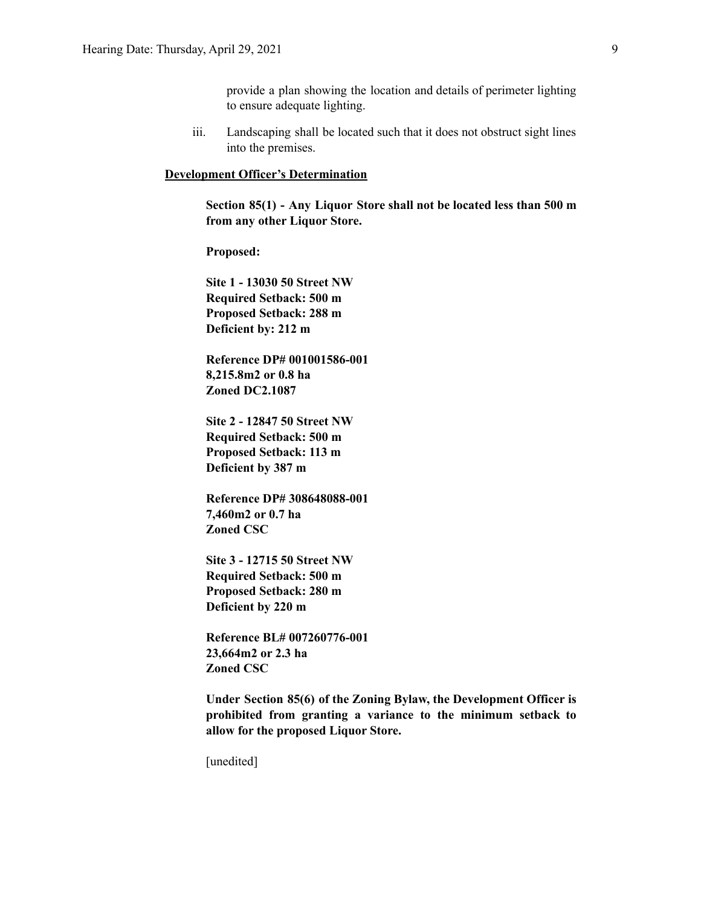provide a plan showing the location and details of perimeter lighting to ensure adequate lighting.

iii. Landscaping shall be located such that it does not obstruct sight lines into the premises.

**Development Officer's Determination**

**Section 85(1) - Any Liquor Store shall not be located less than 500 m from any other Liquor Store.**

**Proposed:**

**Site 1 - 13030 50 Street NW**
**Required Setback: 500 m**
**Proposed Setback: 288 m**
**Deficient by: 212 m**

**Reference DP# 001001586-001**
**8,215.8m2 or 0.8 ha**
**Zoned DC2.1087**

**Site 2 - 12847 50 Street NW**
**Required Setback: 500 m**
**Proposed Setback: 113 m**
**Deficient by 387 m**

**Reference DP# 308648088-001**
**7,460m2 or 0.7 ha**
**Zoned CSC**

**Site 3 - 12715 50 Street NW**
**Required Setback: 500 m**
**Proposed Setback: 280 m**
**Deficient by 220 m**

**Reference BL# 007260776-001**
**23,664m2 or 2.3 ha**
**Zoned CSC**

**Under Section 85(6) of the Zoning Bylaw, the Development Officer is prohibited from granting a variance to the minimum setback to allow for the proposed Liquor Store.**

[unedited]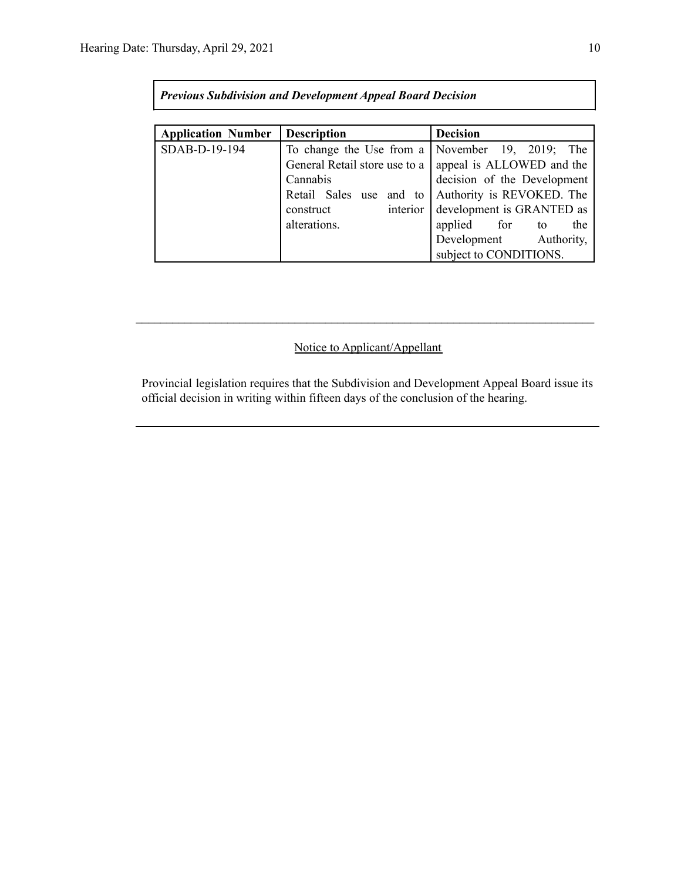***Previous Subdivision and Development Appeal Board Decision***

| Application Number | Description | Decision |
|---|---|---|
| SDAB-D-19-194 | To change the Use from a General Retail store use to a Cannabis Retail Sales use and to construct interior alterations. | November 19, 2019; The appeal is ALLOWED and the decision of the Development Authority is REVOKED. The development is GRANTED as applied for to the Development Authority, subject to CONDITIONS. |

---

Notice to Applicant/Appellant

Provincial legislation requires that the Subdivision and Development Appeal Board issue its official decision in writing within fifteen days of the conclusion of the hearing.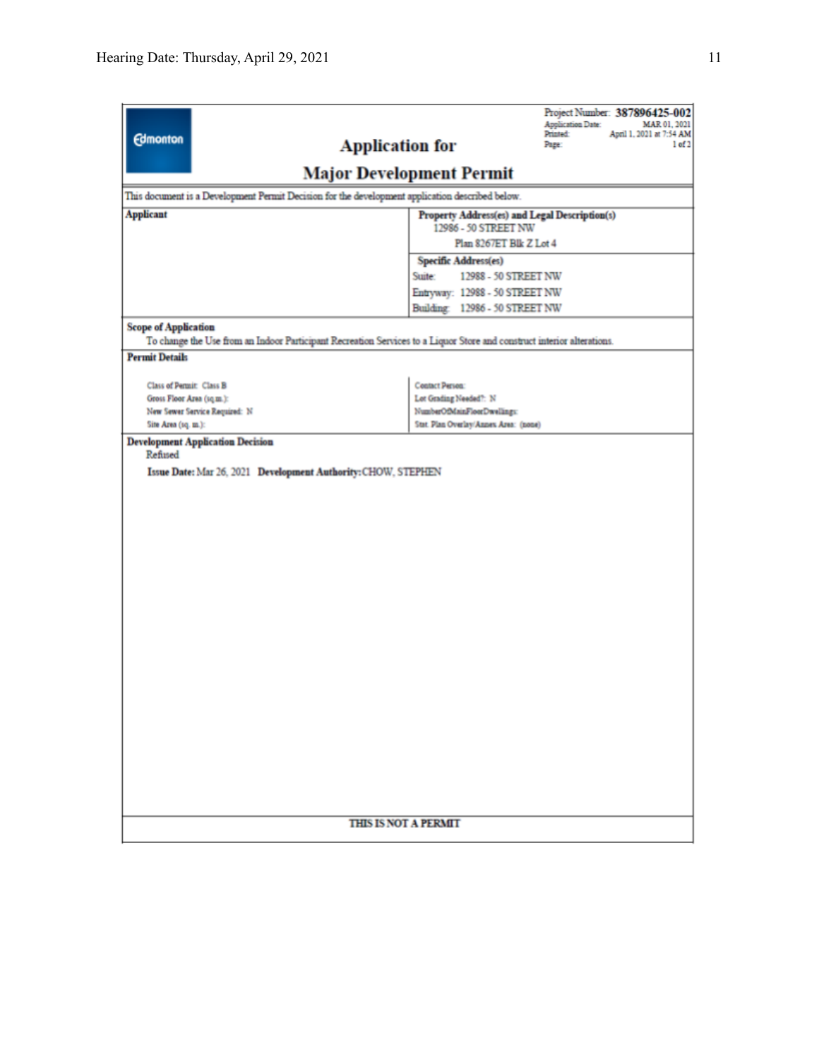Project Number: **387896425-002**
Application Date: MAR 01, 2021
Printed: April 1, 2021 at 7:54 AM
Page: 1 of 2

Edmonton

# Application for

# Major Development Permit

This document is a Development Permit Decision for the development application described below.

| **Applicant** | **Property Address(es) and Legal Description(s)** |
|---|---|
| | 12986 - 50 STREET NW |
| | Plan 8267ET Blk Z Lot 4 |
| | **Specific Address(es)** |
| | Suite: 12988 - 50 STREET NW |
| | Entryway: 12988 - 50 STREET NW |
| | Building: 12986 - 50 STREET NW |

**Scope of Application**

To change the Use from an Indoor Participant Recreation Services to a Liquor Store and construct interior alterations.

**Permit Details**

| | |
|---|---|
| Class of Permit: Class B | Contact Person: |
| Gross Floor Area (sq.m.): | Lot Grading Needed?: N |
| New Sewer Service Required: N | NumberOfMainFloorDwellings: |
| Site Area (sq. m.): | Stat. Plan Overlay/Annex Area: (none) |

**Development Application Decision**

Refused

**Issue Date:** Mar 26, 2021 **Development Authority:** CHOW, STEPHEN

THIS IS NOT A PERMIT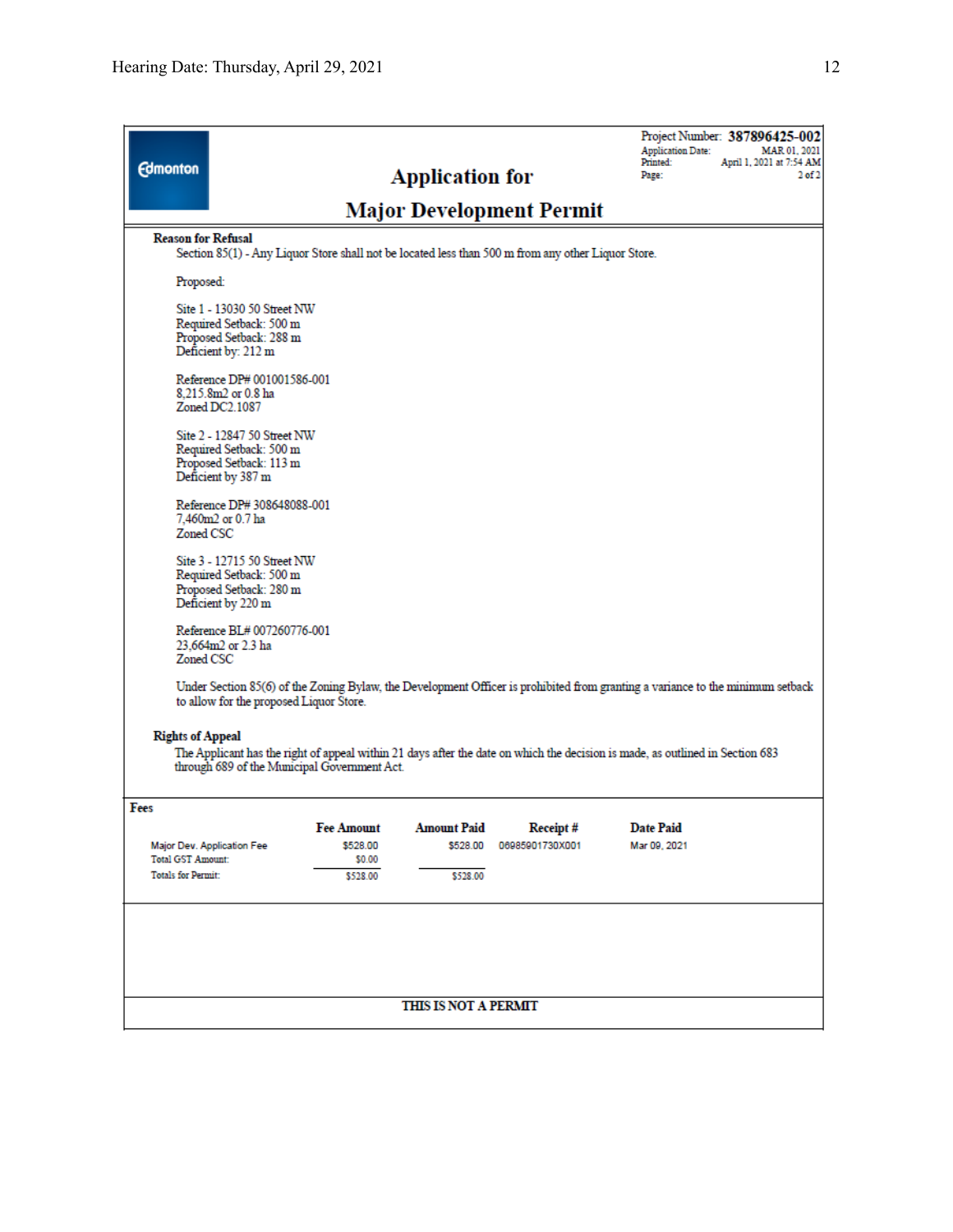Edmonton

## Application for

## Major Development Permit

Project Number: **387896425-002**
Application Date: MAR 01, 2021
Printed: April 1, 2021 at 7:54 AM
Page: 2 of 2

**Reason for Refusal**

Section 85(1) - Any Liquor Store shall not be located less than 500 m from any other Liquor Store.

Proposed:

Site 1 - 13030 50 Street NW
Required Setback: 500 m
Proposed Setback: 288 m
Deficient by: 212 m

Reference DP# 001001586-001
8,215.8m2 or 0.8 ha
Zoned DC2.1087

Site 2 - 12847 50 Street NW
Required Setback: 500 m
Proposed Setback: 113 m
Deficient by 387 m

Reference DP# 308648088-001
7,460m2 or 0.7 ha
Zoned CSC

Site 3 - 12715 50 Street NW
Required Setback: 500 m
Proposed Setback: 280 m
Deficient by 220 m

Reference BL# 007260776-001
23,664m2 or 2.3 ha
Zoned CSC

Under Section 85(6) of the Zoning Bylaw, the Development Officer is prohibited from granting a variance to the minimum setback to allow for the proposed Liquor Store.

**Rights of Appeal**

The Applicant has the right of appeal within 21 days after the date on which the decision is made, as outlined in Section 683 through 689 of the Municipal Government Act.

**Fees**

| | Fee Amount | Amount Paid | Receipt # | Date Paid |
|---|---|---|---|---|
| Major Dev. Application Fee | $528.00 | $528.00 | 06985901730X001 | Mar 09, 2021 |
| Total GST Amount: | $0.00 | | | |
| Totals for Permit: | $528.00 | $528.00 | | |

**THIS IS NOT A PERMIT**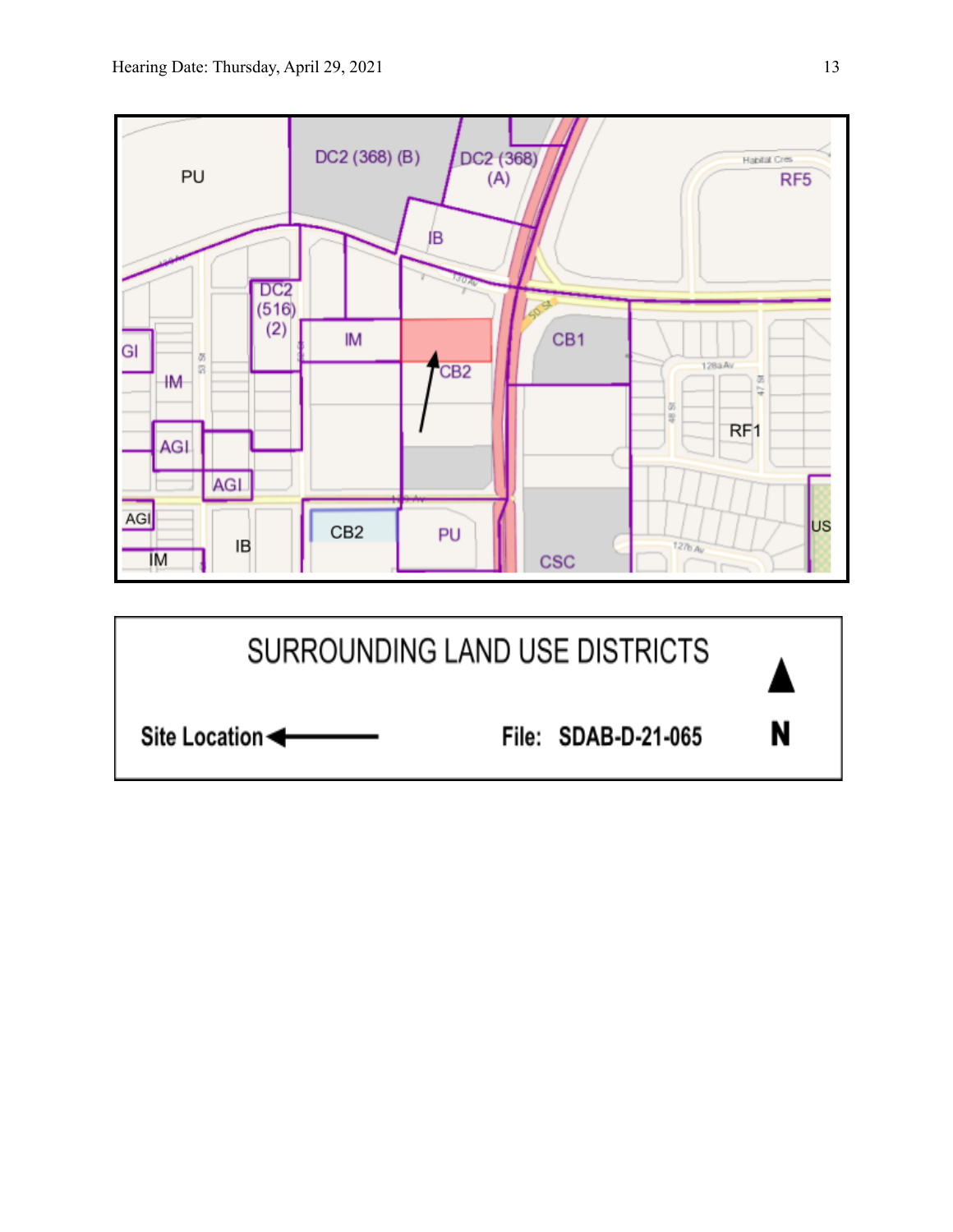SURROUNDING LAND USE DISTRICTS

Site Location ←

File: SDAB-D-21-065

N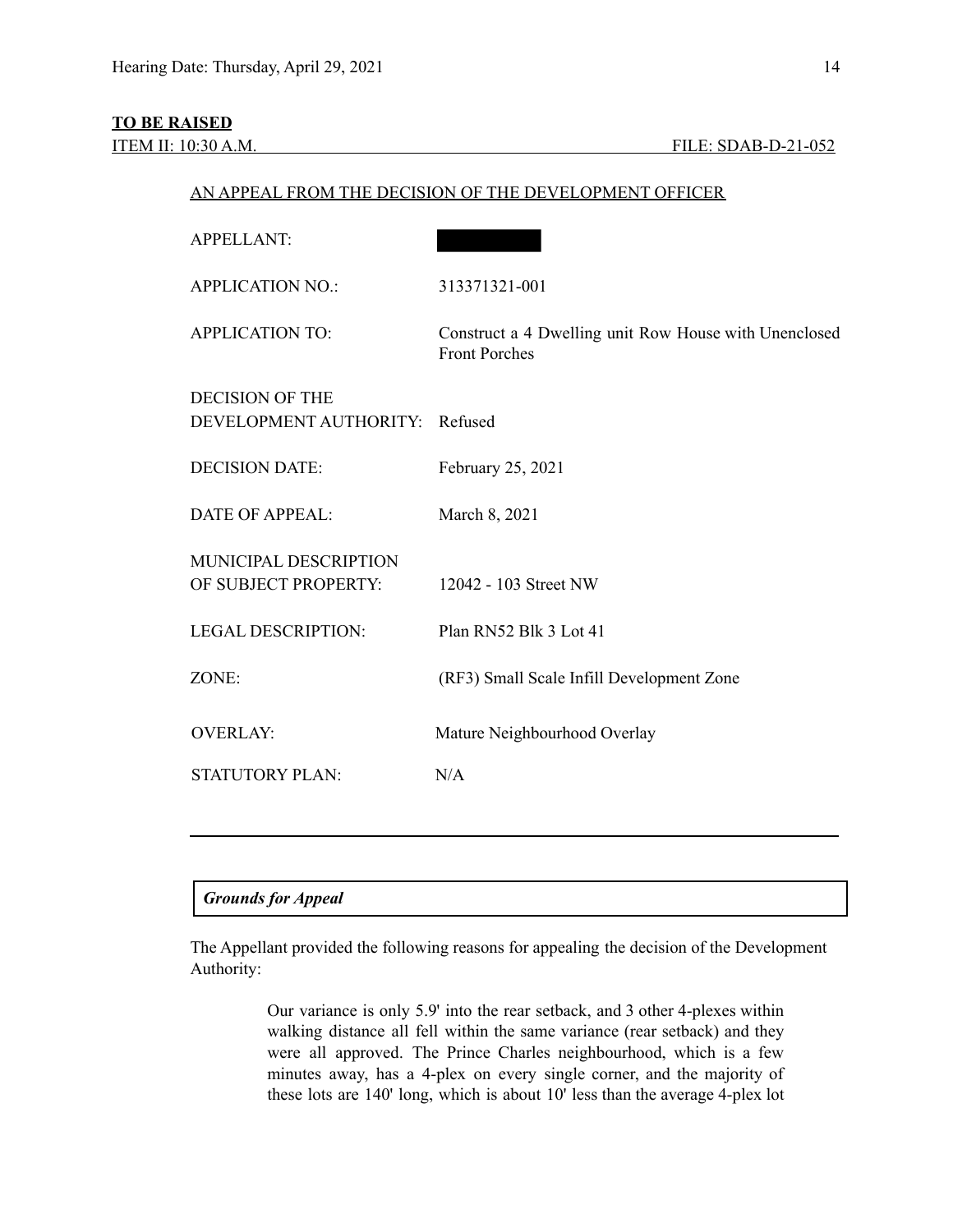**TO BE RAISED**

ITEM II: 10:30 A.M. FILE: SDAB-D-21-052

AN APPEAL FROM THE DECISION OF THE DEVELOPMENT OFFICER

| | |
|---|---|
| APPELLANT: | |
| APPLICATION NO.: | 313371321-001 |
| APPLICATION TO: | Construct a 4 Dwelling unit Row House with Unenclosed Front Porches |
| DECISION OF THE DEVELOPMENT AUTHORITY: | Refused |
| DECISION DATE: | February 25, 2021 |
| DATE OF APPEAL: | March 8, 2021 |
| MUNICIPAL DESCRIPTION OF SUBJECT PROPERTY: | 12042 - 103 Street NW |
| LEGAL DESCRIPTION: | Plan RN52 Blk 3 Lot 41 |
| ZONE: | (RF3) Small Scale Infill Development Zone |
| OVERLAY: | Mature Neighbourhood Overlay |
| STATUTORY PLAN: | N/A |

---

***Grounds for Appeal***

The Appellant provided the following reasons for appealing the decision of the Development Authority:

> Our variance is only 5.9' into the rear setback, and 3 other 4-plexes within walking distance all fell within the same variance (rear setback) and they were all approved. The Prince Charles neighbourhood, which is a few minutes away, has a 4-plex on every single corner, and the majority of these lots are 140' long, which is about 10' less than the average 4-plex lot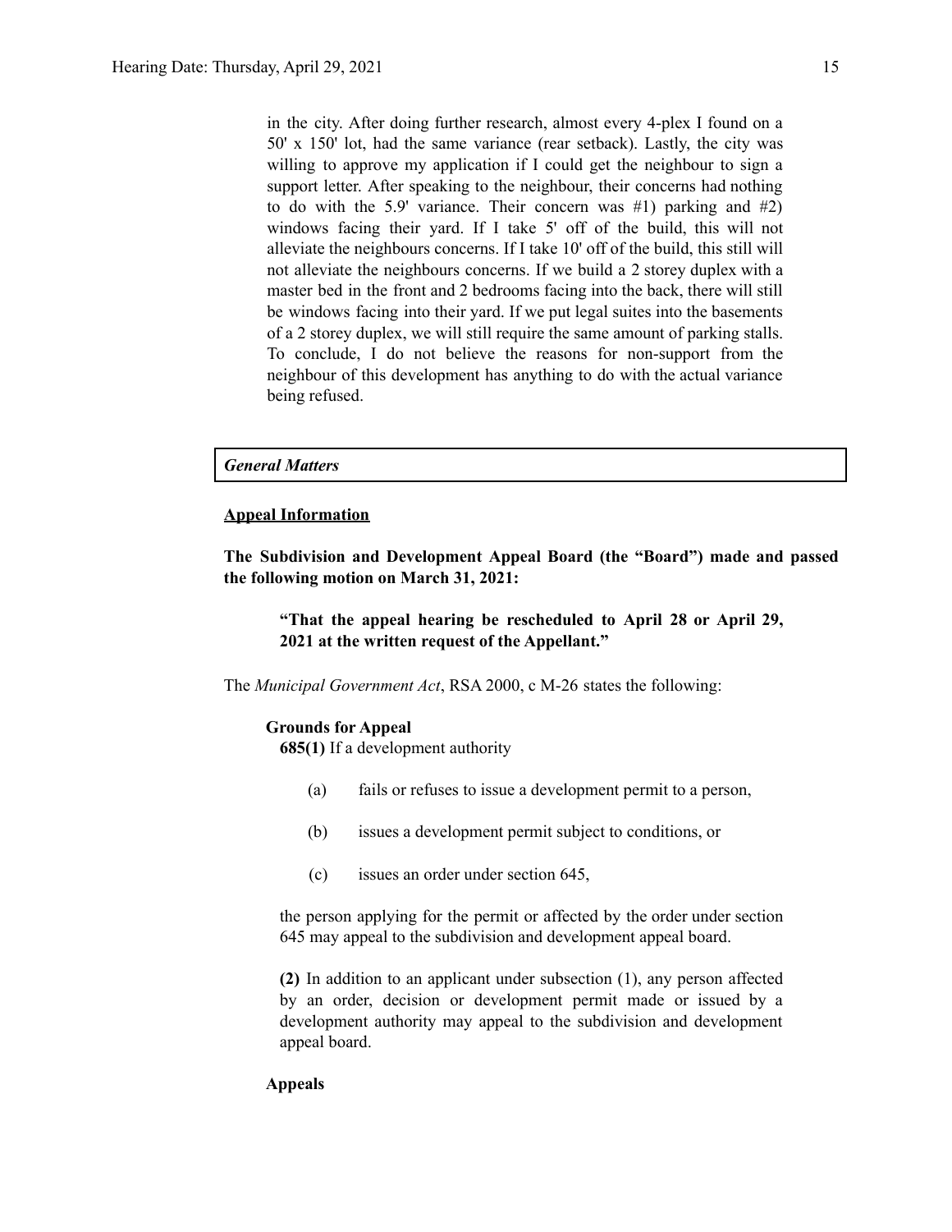in the city. After doing further research, almost every 4-plex I found on a 50' x 150' lot, had the same variance (rear setback). Lastly, the city was willing to approve my application if I could get the neighbour to sign a support letter. After speaking to the neighbour, their concerns had nothing to do with the 5.9' variance. Their concern was #1) parking and #2) windows facing their yard. If I take 5' off of the build, this will not alleviate the neighbours concerns. If I take 10' off of the build, this still will not alleviate the neighbours concerns. If we build a 2 storey duplex with a master bed in the front and 2 bedrooms facing into the back, there will still be windows facing into their yard. If we put legal suites into the basements of a 2 storey duplex, we will still require the same amount of parking stalls. To conclude, I do not believe the reasons for non-support from the neighbour of this development has anything to do with the actual variance being refused.

***General Matters***

**Appeal Information**

**The Subdivision and Development Appeal Board (the "Board") made and passed the following motion on March 31, 2021:**

> **"That the appeal hearing be rescheduled to April 28 or April 29, 2021 at the written request of the Appellant."**

The *Municipal Government Act*, RSA 2000, c M-26 states the following:

**Grounds for Appeal**

**685(1)** If a development authority

(a) fails or refuses to issue a development permit to a person,

(b) issues a development permit subject to conditions, or

(c) issues an order under section 645,

the person applying for the permit or affected by the order under section 645 may appeal to the subdivision and development appeal board.

**(2)** In addition to an applicant under subsection (1), any person affected by an order, decision or development permit made or issued by a development authority may appeal to the subdivision and development appeal board.

**Appeals**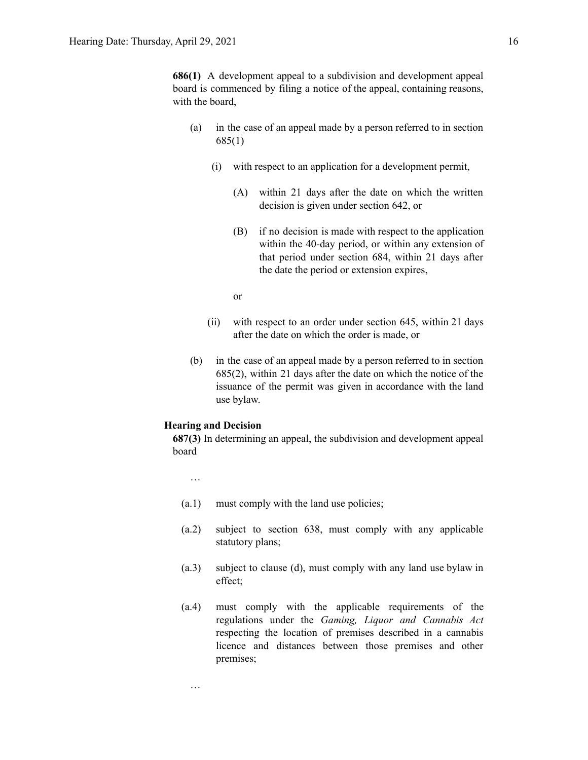**686(1)** A development appeal to a subdivision and development appeal board is commenced by filing a notice of the appeal, containing reasons, with the board,

(a) in the case of an appeal made by a person referred to in section 685(1)

  (i) with respect to an application for a development permit,

    (A) within 21 days after the date on which the written decision is given under section 642, or

    (B) if no decision is made with respect to the application within the 40-day period, or within any extension of that period under section 684, within 21 days after the date the period or extension expires,

    or

  (ii) with respect to an order under section 645, within 21 days after the date on which the order is made, or

(b) in the case of an appeal made by a person referred to in section 685(2), within 21 days after the date on which the notice of the issuance of the permit was given in accordance with the land use bylaw.

**Hearing and Decision**

**687(3)** In determining an appeal, the subdivision and development appeal board

…

(a.1) must comply with the land use policies;

(a.2) subject to section 638, must comply with any applicable statutory plans;

(a.3) subject to clause (d), must comply with any land use bylaw in effect;

(a.4) must comply with the applicable requirements of the regulations under the *Gaming, Liquor and Cannabis Act* respecting the location of premises described in a cannabis licence and distances between those premises and other premises;

…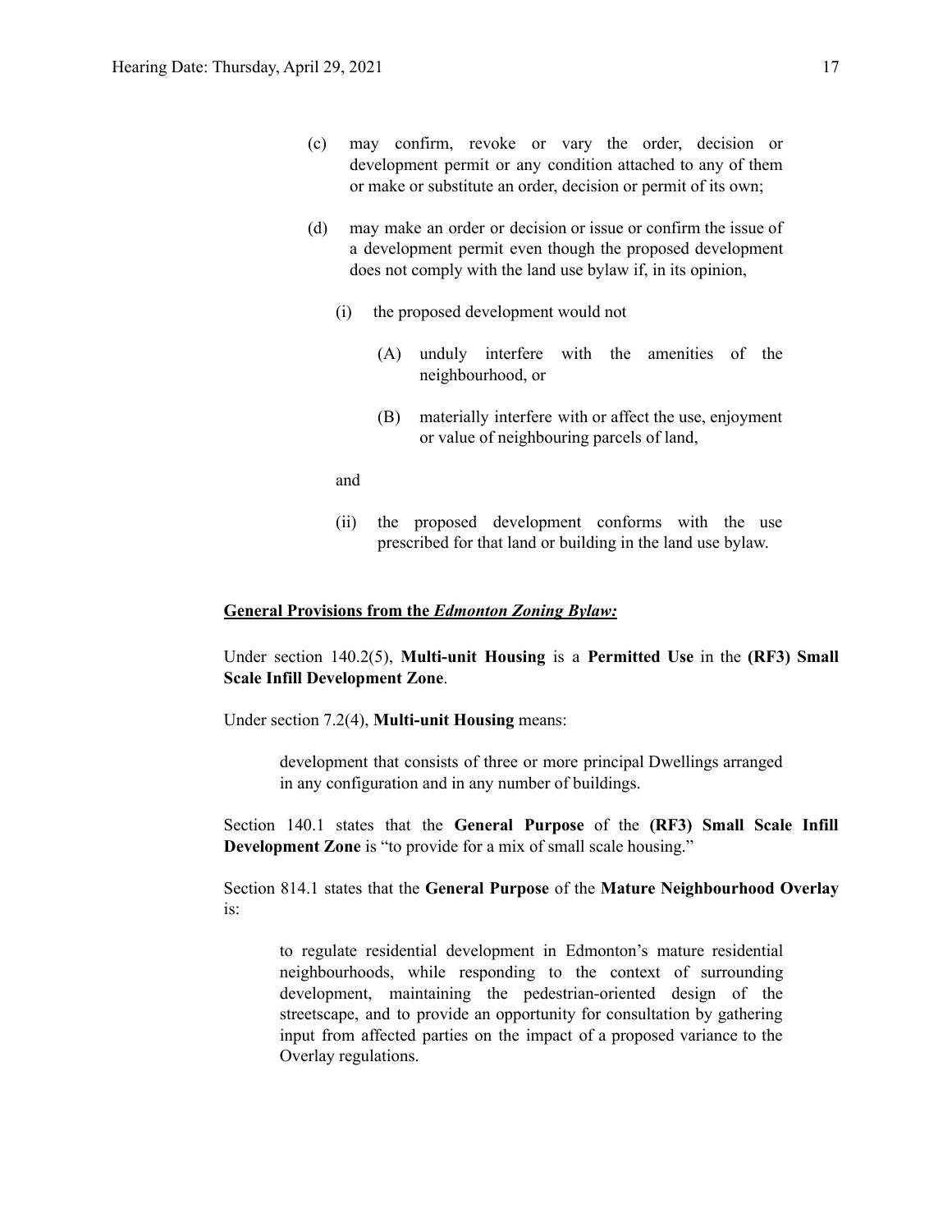(c) may confirm, revoke or vary the order, decision or development permit or any condition attached to any of them or make or substitute an order, decision or permit of its own;

(d) may make an order or decision or issue or confirm the issue of a development permit even though the proposed development does not comply with the land use bylaw if, in its opinion,

   (i) the proposed development would not

      (A) unduly interfere with the amenities of the neighbourhood, or

      (B) materially interfere with or affect the use, enjoyment or value of neighbouring parcels of land,

   and

   (ii) the proposed development conforms with the use prescribed for that land or building in the land use bylaw.

**General Provisions from the *Edmonton Zoning Bylaw:***

Under section 140.2(5), **Multi-unit Housing** is a **Permitted Use** in the **(RF3) Small Scale Infill Development Zone**.

Under section 7.2(4), **Multi-unit Housing** means:

> development that consists of three or more principal Dwellings arranged in any configuration and in any number of buildings.

Section 140.1 states that the **General Purpose** of the **(RF3) Small Scale Infill Development Zone** is "to provide for a mix of small scale housing."

Section 814.1 states that the **General Purpose** of the **Mature Neighbourhood Overlay** is:

> to regulate residential development in Edmonton's mature residential neighbourhoods, while responding to the context of surrounding development, maintaining the pedestrian-oriented design of the streetscape, and to provide an opportunity for consultation by gathering input from affected parties on the impact of a proposed variance to the Overlay regulations.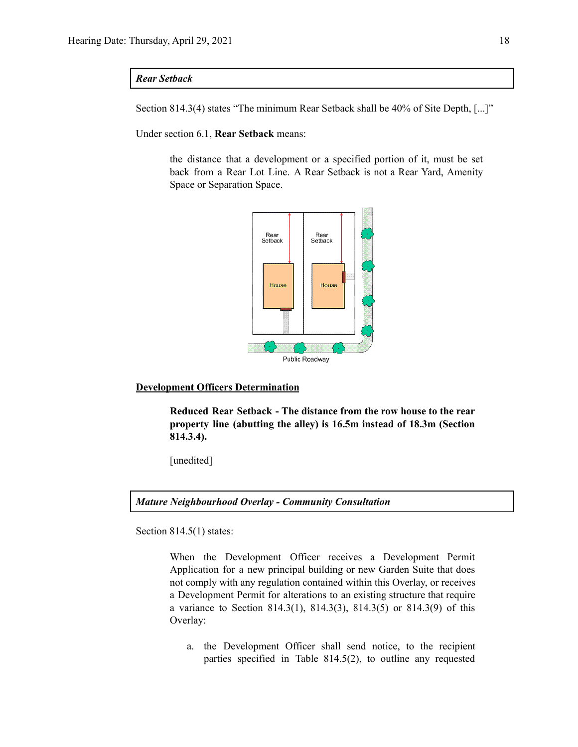***Rear Setback***

Section 814.3(4) states "The minimum Rear Setback shall be 40% of Site Depth, [...]"

Under section 6.1, **Rear Setback** means:

> the distance that a development or a specified portion of it, must be set back from a Rear Lot Line. A Rear Setback is not a Rear Yard, Amenity Space or Separation Space.

**<u>Development Officers Determination</u>**

> **Reduced Rear Setback - The distance from the row house to the rear property line (abutting the alley) is 16.5m instead of 18.3m (Section 814.3.4).**
>
> [unedited]

***Mature Neighbourhood Overlay - Community Consultation***

Section 814.5(1) states:

> When the Development Officer receives a Development Permit Application for a new principal building or new Garden Suite that does not comply with any regulation contained within this Overlay, or receives a Development Permit for alterations to an existing structure that require a variance to Section 814.3(1), 814.3(3), 814.3(5) or 814.3(9) of this Overlay:
>
> a. the Development Officer shall send notice, to the recipient parties specified in Table 814.5(2), to outline any requested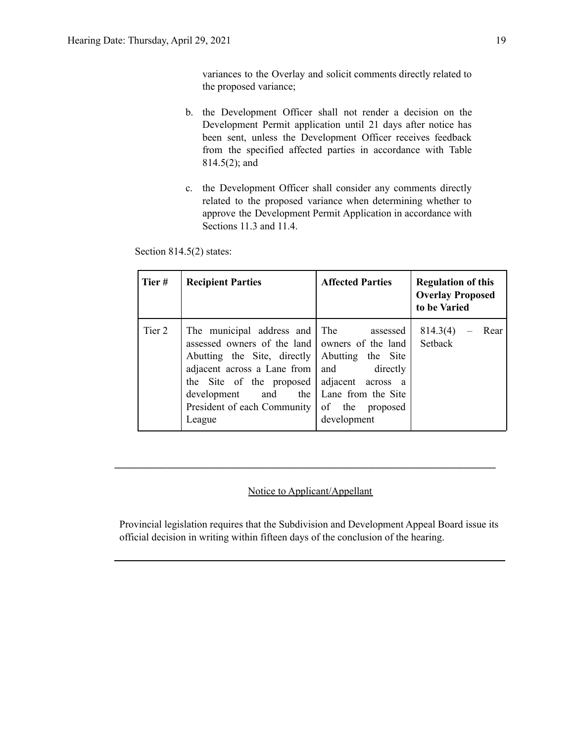variances to the Overlay and solicit comments directly related to the proposed variance;

b. the Development Officer shall not render a decision on the Development Permit application until 21 days after notice has been sent, unless the Development Officer receives feedback from the specified affected parties in accordance with Table 814.5(2); and

c. the Development Officer shall consider any comments directly related to the proposed variance when determining whether to approve the Development Permit Application in accordance with Sections 11.3 and 11.4.

Section 814.5(2) states:

| Tier # | Recipient Parties | Affected Parties | Regulation of this Overlay Proposed to be Varied |
|---|---|---|---|
| Tier 2 | The municipal address and assessed owners of the land Abutting the Site, directly adjacent across a Lane from the Site of the proposed development and the President of each Community League | The assessed owners of the land Abutting the Site and directly adjacent across a Lane from the Site of the proposed development | 814.3(4) – Rear Setback |

---

Notice to Applicant/Appellant

Provincial legislation requires that the Subdivision and Development Appeal Board issue its official decision in writing within fifteen days of the conclusion of the hearing.

---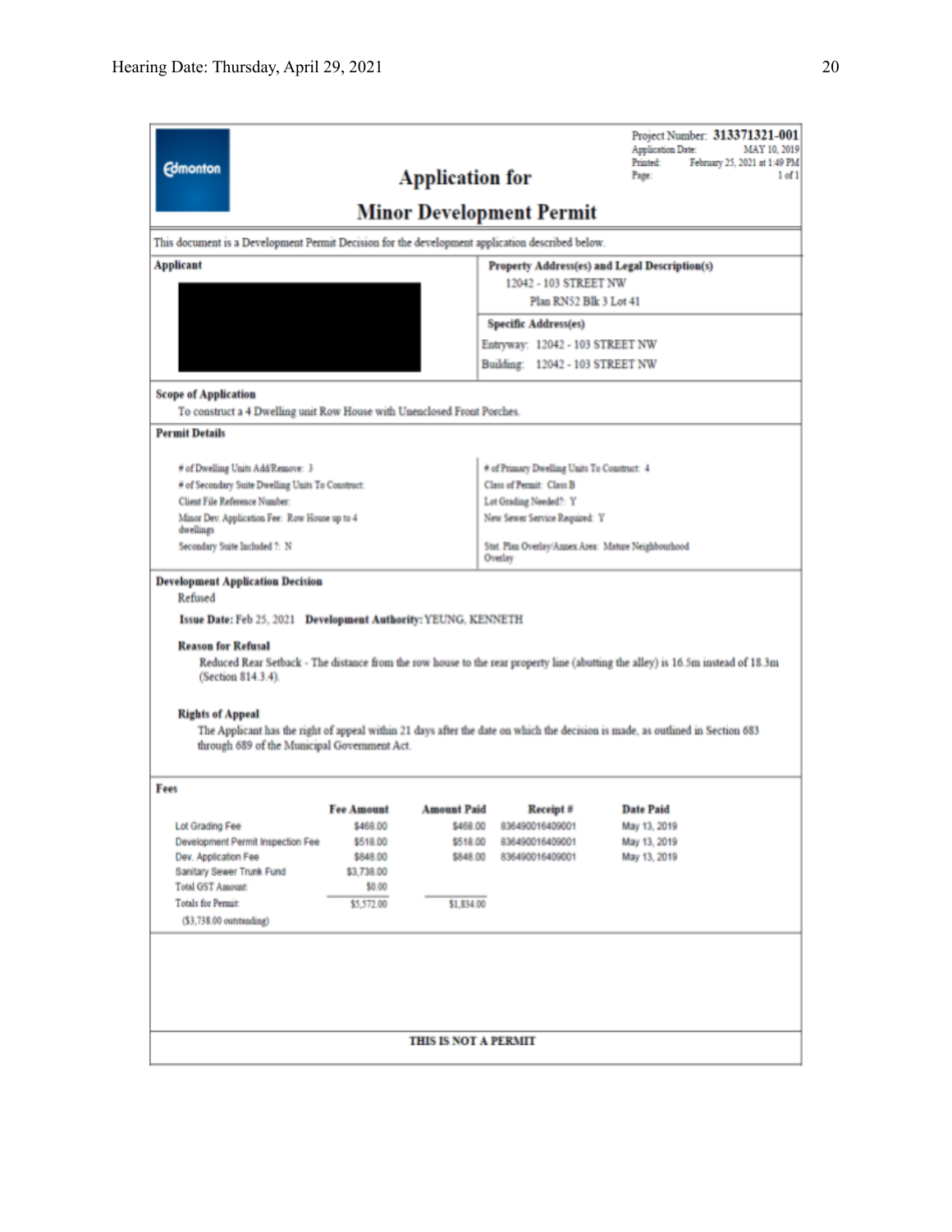Edmonton

# Application for Minor Development Permit

Project Number: **313371321-001**
Application Date: MAY 10, 2019
Printed: February 25, 2021 at 1:49 PM
Page: 1 of 1

This document is a Development Permit Decision for the development application described below.

**Applicant**

**Property Address(es) and Legal Description(s)**
12042 - 103 STREET NW
Plan RN52 Blk 3 Lot 41

**Specific Address(es)**
Entryway: 12042 - 103 STREET NW
Building: 12042 - 103 STREET NW

**Scope of Application**
To construct a 4 Dwelling unit Row House with Unenclosed Front Porches.

**Permit Details**

# of Dwelling Units Add/Remove: 3
# of Secondary Suite Dwelling Units To Construct:
Client File Reference Number:
Minor Dev. Application Fee: Row House up to 4 dwellings
Secondary Suite Included ?: N

# of Primary Dwelling Units To Construct: 4
Class of Permit: Class B
Lot Grading Needed?: Y
New Sewer Service Required: Y
Stat. Plan Overlay/Annex Area: Mature Neighbourhood Overlay

**Development Application Decision**
Refused

**Issue Date:** Feb 25, 2021 **Development Authority:** YEUNG, KENNETH

**Reason for Refusal**
Reduced Rear Setback - The distance from the row house to the rear property line (abutting the alley) is 16.5m instead of 18.3m (Section 814.3.4).

**Rights of Appeal**
The Applicant has the right of appeal within 21 days after the date on which the decision is made, as outlined in Section 683 through 689 of the Municipal Government Act.

**Fees**

| | Fee Amount | Amount Paid | Receipt # | Date Paid |
|---|---|---|---|---|
| Lot Grading Fee | $468.00 | $468.00 | 836490016409001 | May 13, 2019 |
| Development Permit Inspection Fee | $518.00 | $518.00 | 836490016409001 | May 13, 2019 |
| Dev. Application Fee | $848.00 | $848.00 | 836490016409001 | May 13, 2019 |
| Sanitary Sewer Trunk Fund | $3,738.00 | | | |
| Total GST Amount: | $0.00 | | | |
| Totals for Permit: | $5,572.00 | $1,834.00 | | |

($3,738.00 outstanding)

**THIS IS NOT A PERMIT**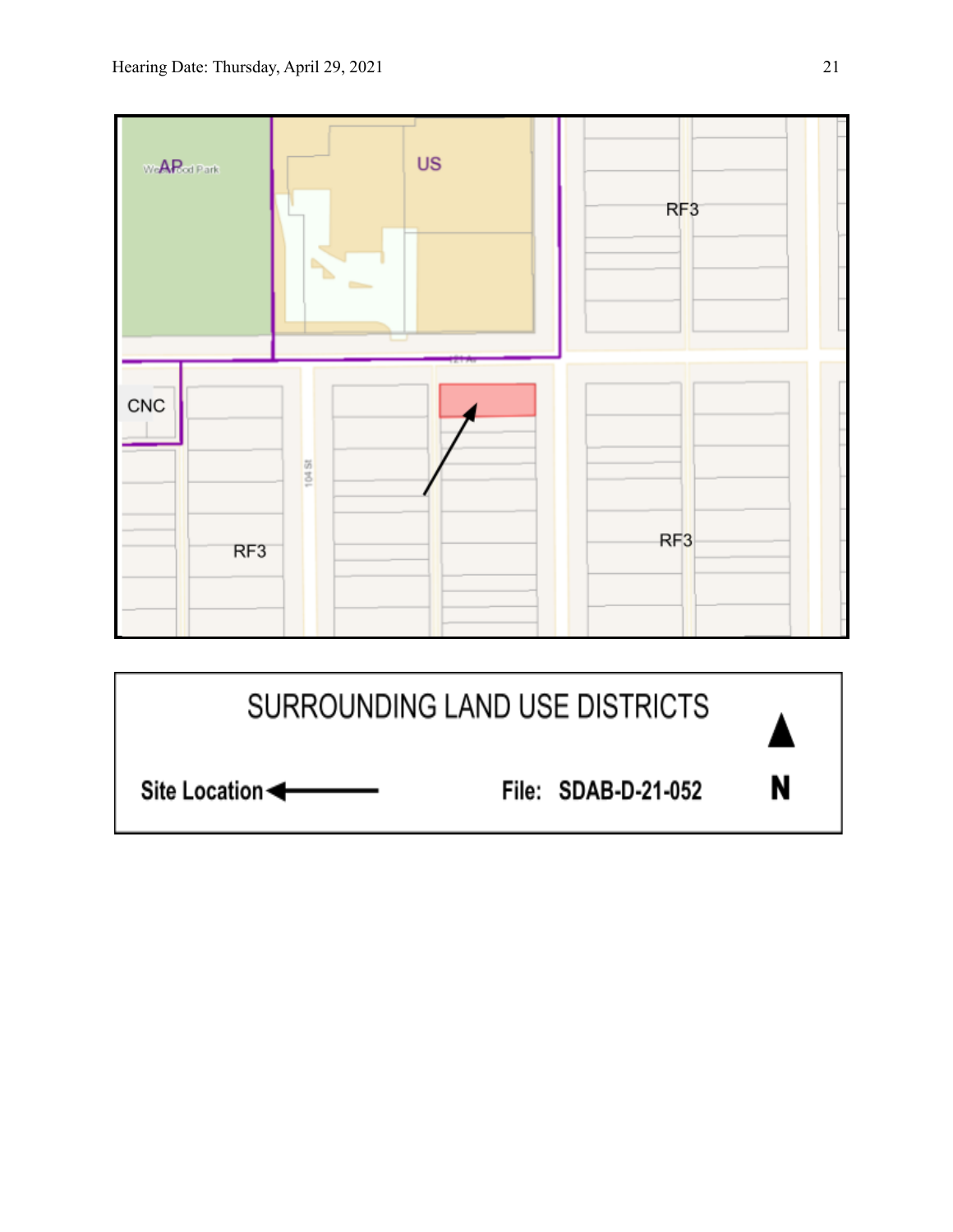AP

US

RF3

CNC

RF3

RF3

SURROUNDING LAND USE DISTRICTS

Site Location

File: SDAB-D-21-052

N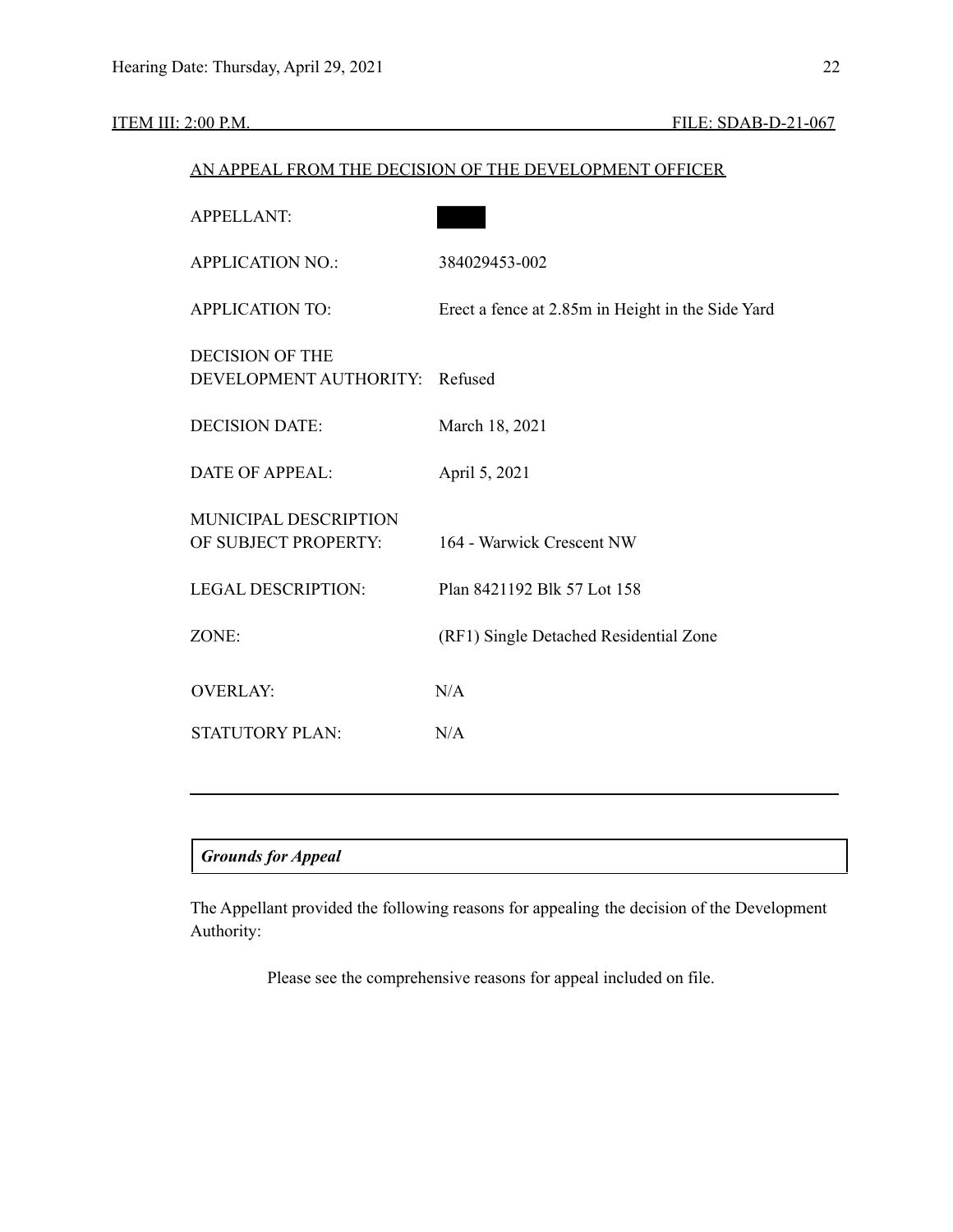ITEM III: 2:00 P.M. FILE: SDAB-D-21-067

AN APPEAL FROM THE DECISION OF THE DEVELOPMENT OFFICER

| | |
|---|---|
| APPELLANT: | |
| APPLICATION NO.: | 384029453-002 |
| APPLICATION TO: | Erect a fence at 2.85m in Height in the Side Yard |
| DECISION OF THE DEVELOPMENT AUTHORITY: | Refused |
| DECISION DATE: | March 18, 2021 |
| DATE OF APPEAL: | April 5, 2021 |
| MUNICIPAL DESCRIPTION OF SUBJECT PROPERTY: | 164 - Warwick Crescent NW |
| LEGAL DESCRIPTION: | Plan 8421192 Blk 57 Lot 158 |
| ZONE: | (RF1) Single Detached Residential Zone |
| OVERLAY: | N/A |
| STATUTORY PLAN: | N/A |

---

***Grounds for Appeal***

The Appellant provided the following reasons for appealing the decision of the Development Authority:

> Please see the comprehensive reasons for appeal included on file.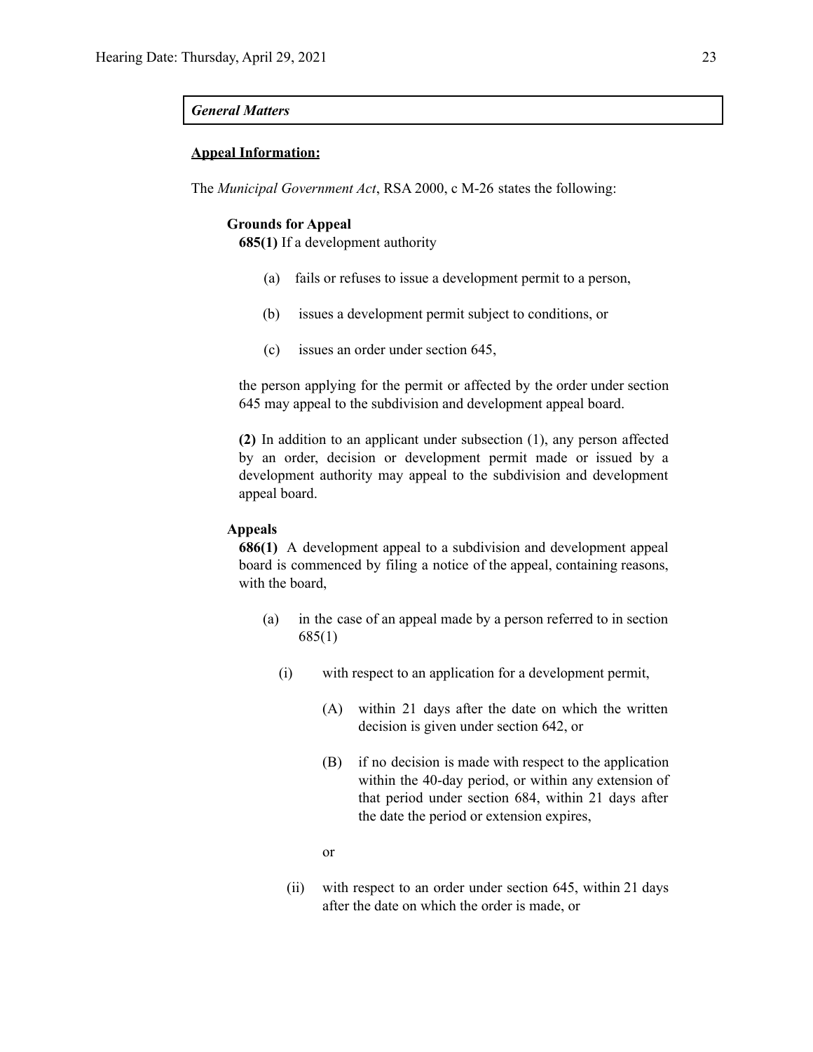***General Matters***

**Appeal Information:**

The *Municipal Government Act*, RSA 2000, c M-26 states the following:

**Grounds for Appeal**

**685(1)** If a development authority

(a) fails or refuses to issue a development permit to a person,

(b) issues a development permit subject to conditions, or

(c) issues an order under section 645,

the person applying for the permit or affected by the order under section 645 may appeal to the subdivision and development appeal board.

**(2)** In addition to an applicant under subsection (1), any person affected by an order, decision or development permit made or issued by a development authority may appeal to the subdivision and development appeal board.

**Appeals**

**686(1)** A development appeal to a subdivision and development appeal board is commenced by filing a notice of the appeal, containing reasons, with the board,

(a) in the case of an appeal made by a person referred to in section 685(1)

(i) with respect to an application for a development permit,

(A) within 21 days after the date on which the written decision is given under section 642, or

(B) if no decision is made with respect to the application within the 40-day period, or within any extension of that period under section 684, within 21 days after the date the period or extension expires,

or

(ii) with respect to an order under section 645, within 21 days after the date on which the order is made, or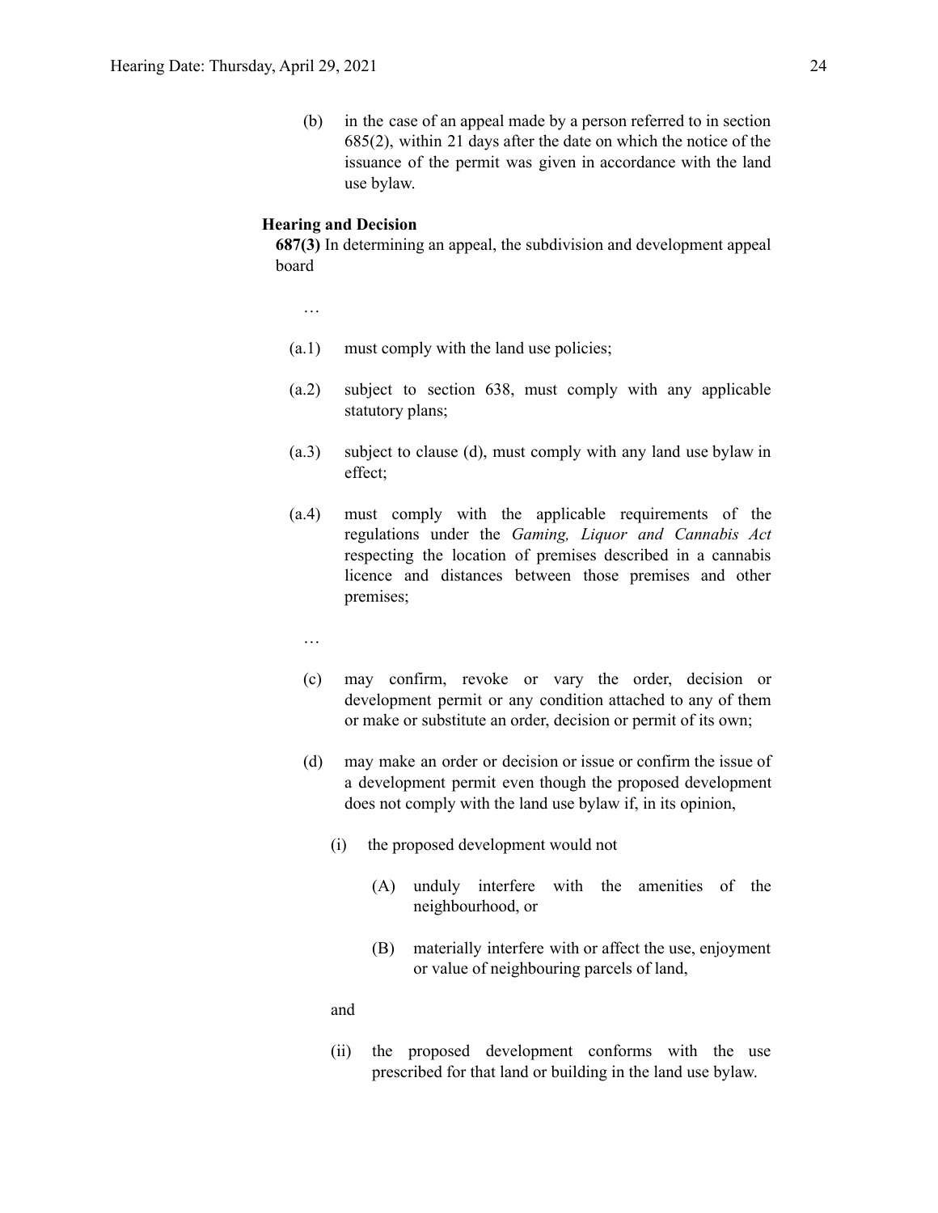(b) in the case of an appeal made by a person referred to in section 685(2), within 21 days after the date on which the notice of the issuance of the permit was given in accordance with the land use bylaw.

**Hearing and Decision**

**687(3)** In determining an appeal, the subdivision and development appeal board

…

(a.1) must comply with the land use policies;

(a.2) subject to section 638, must comply with any applicable statutory plans;

(a.3) subject to clause (d), must comply with any land use bylaw in effect;

(a.4) must comply with the applicable requirements of the regulations under the *Gaming, Liquor and Cannabis Act* respecting the location of premises described in a cannabis licence and distances between those premises and other premises;

…

(c) may confirm, revoke or vary the order, decision or development permit or any condition attached to any of them or make or substitute an order, decision or permit of its own;

(d) may make an order or decision or issue or confirm the issue of a development permit even though the proposed development does not comply with the land use bylaw if, in its opinion,

(i) the proposed development would not

(A) unduly interfere with the amenities of the neighbourhood, or

(B) materially interfere with or affect the use, enjoyment or value of neighbouring parcels of land,

and

(ii) the proposed development conforms with the use prescribed for that land or building in the land use bylaw.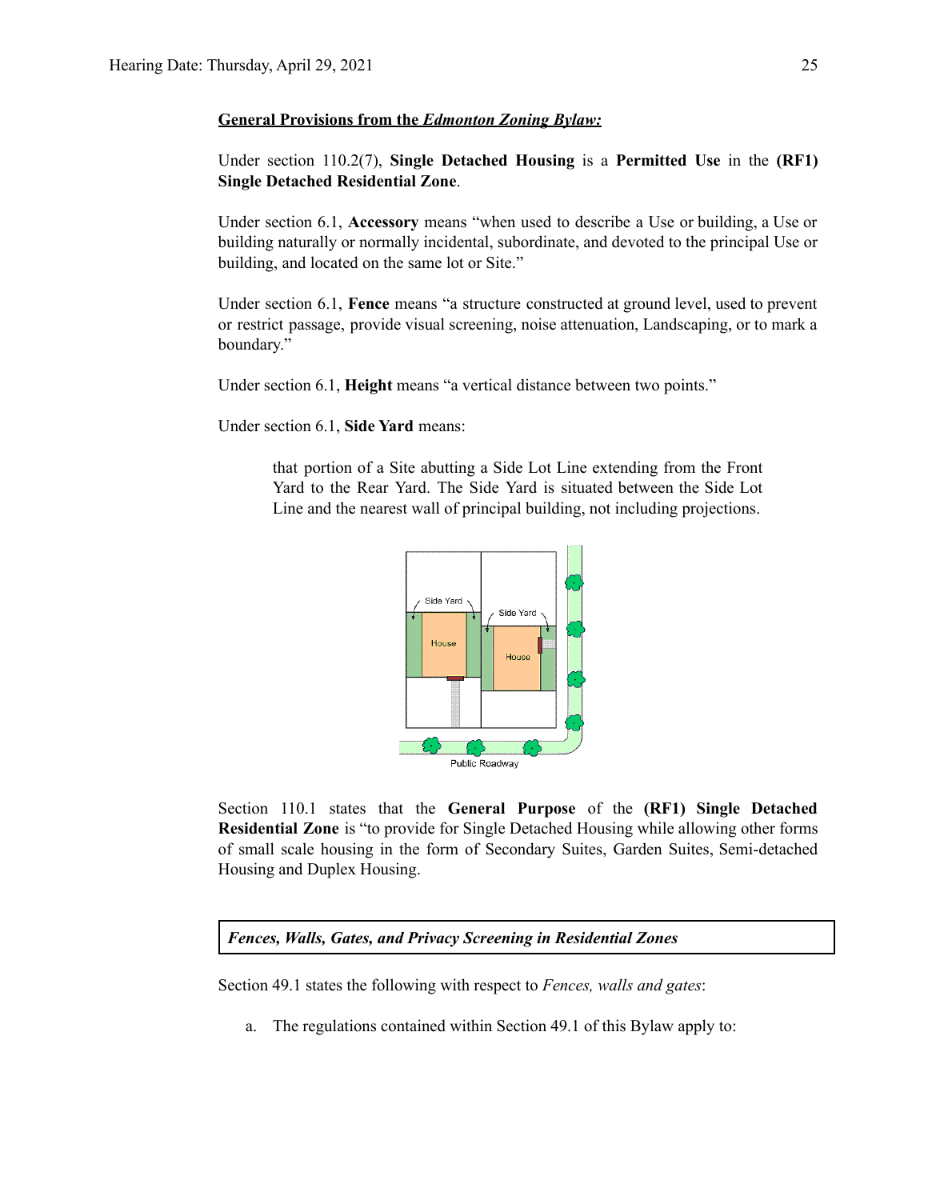**General Provisions from the *Edmonton Zoning Bylaw:***

Under section 110.2(7), **Single Detached Housing** is a **Permitted Use** in the **(RF1) Single Detached Residential Zone**.

Under section 6.1, **Accessory** means "when used to describe a Use or building, a Use or building naturally or normally incidental, subordinate, and devoted to the principal Use or building, and located on the same lot or Site."

Under section 6.1, **Fence** means "a structure constructed at ground level, used to prevent or restrict passage, provide visual screening, noise attenuation, Landscaping, or to mark a boundary."

Under section 6.1, **Height** means "a vertical distance between two points."

Under section 6.1, **Side Yard** means:

> that portion of a Site abutting a Side Lot Line extending from the Front Yard to the Rear Yard. The Side Yard is situated between the Side Lot Line and the nearest wall of principal building, not including projections.

Section 110.1 states that the **General Purpose** of the **(RF1) Single Detached Residential Zone** is "to provide for Single Detached Housing while allowing other forms of small scale housing in the form of Secondary Suites, Garden Suites, Semi-detached Housing and Duplex Housing.

***Fences, Walls, Gates, and Privacy Screening in Residential Zones***

Section 49.1 states the following with respect to *Fences, walls and gates*:

a. The regulations contained within Section 49.1 of this Bylaw apply to: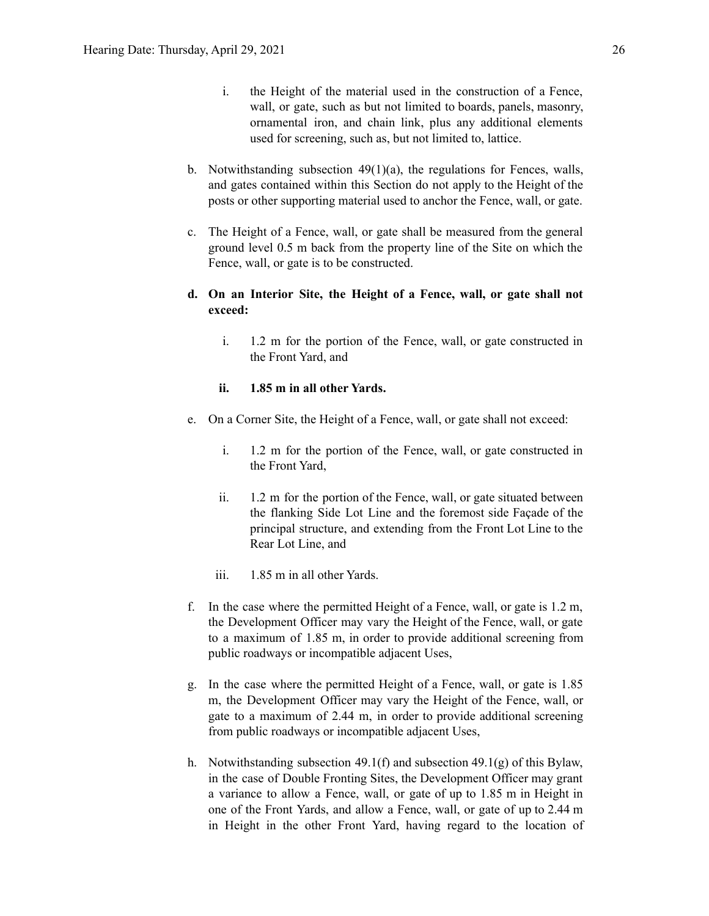i. the Height of the material used in the construction of a Fence, wall, or gate, such as but not limited to boards, panels, masonry, ornamental iron, and chain link, plus any additional elements used for screening, such as, but not limited to, lattice.

b. Notwithstanding subsection 49(1)(a), the regulations for Fences, walls, and gates contained within this Section do not apply to the Height of the posts or other supporting material used to anchor the Fence, wall, or gate.

c. The Height of a Fence, wall, or gate shall be measured from the general ground level 0.5 m back from the property line of the Site on which the Fence, wall, or gate is to be constructed.

**d. On an Interior Site, the Height of a Fence, wall, or gate shall not exceed:**

   i. 1.2 m for the portion of the Fence, wall, or gate constructed in the Front Yard, and

   **ii. 1.85 m in all other Yards.**

e. On a Corner Site, the Height of a Fence, wall, or gate shall not exceed:

   i. 1.2 m for the portion of the Fence, wall, or gate constructed in the Front Yard,

   ii. 1.2 m for the portion of the Fence, wall, or gate situated between the flanking Side Lot Line and the foremost side Façade of the principal structure, and extending from the Front Lot Line to the Rear Lot Line, and

   iii. 1.85 m in all other Yards.

f. In the case where the permitted Height of a Fence, wall, or gate is 1.2 m, the Development Officer may vary the Height of the Fence, wall, or gate to a maximum of 1.85 m, in order to provide additional screening from public roadways or incompatible adjacent Uses,

g. In the case where the permitted Height of a Fence, wall, or gate is 1.85 m, the Development Officer may vary the Height of the Fence, wall, or gate to a maximum of 2.44 m, in order to provide additional screening from public roadways or incompatible adjacent Uses,

h. Notwithstanding subsection 49.1(f) and subsection 49.1(g) of this Bylaw, in the case of Double Fronting Sites, the Development Officer may grant a variance to allow a Fence, wall, or gate of up to 1.85 m in Height in one of the Front Yards, and allow a Fence, wall, or gate of up to 2.44 m in Height in the other Front Yard, having regard to the location of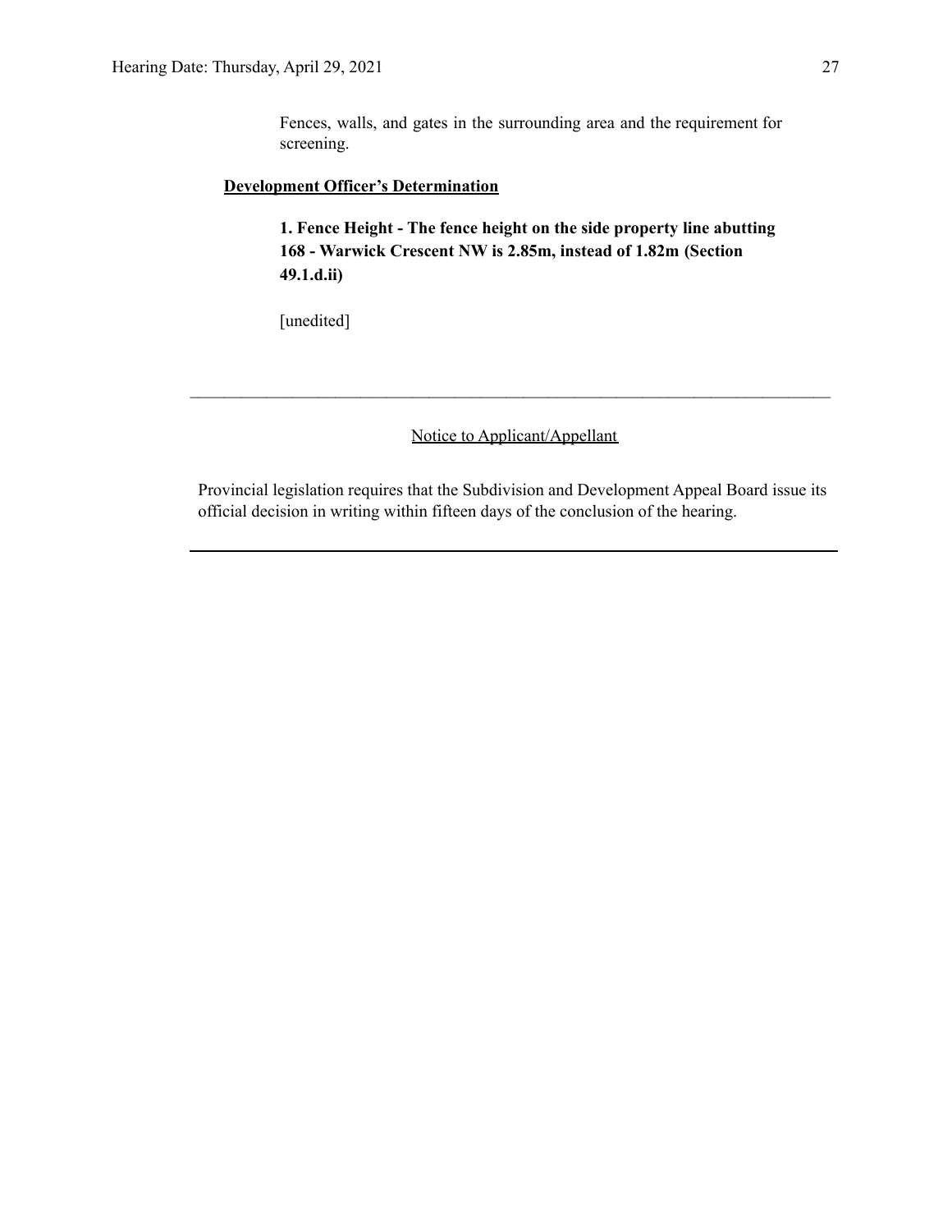Fences, walls, and gates in the surrounding area and the requirement for screening.

**Development Officer's Determination**

**1. Fence Height - The fence height on the side property line abutting 168 - Warwick Crescent NW is 2.85m, instead of 1.82m (Section 49.1.d.ii)**

[unedited]

---

Notice to Applicant/Appellant

Provincial legislation requires that the Subdivision and Development Appeal Board issue its official decision in writing within fifteen days of the conclusion of the hearing.

---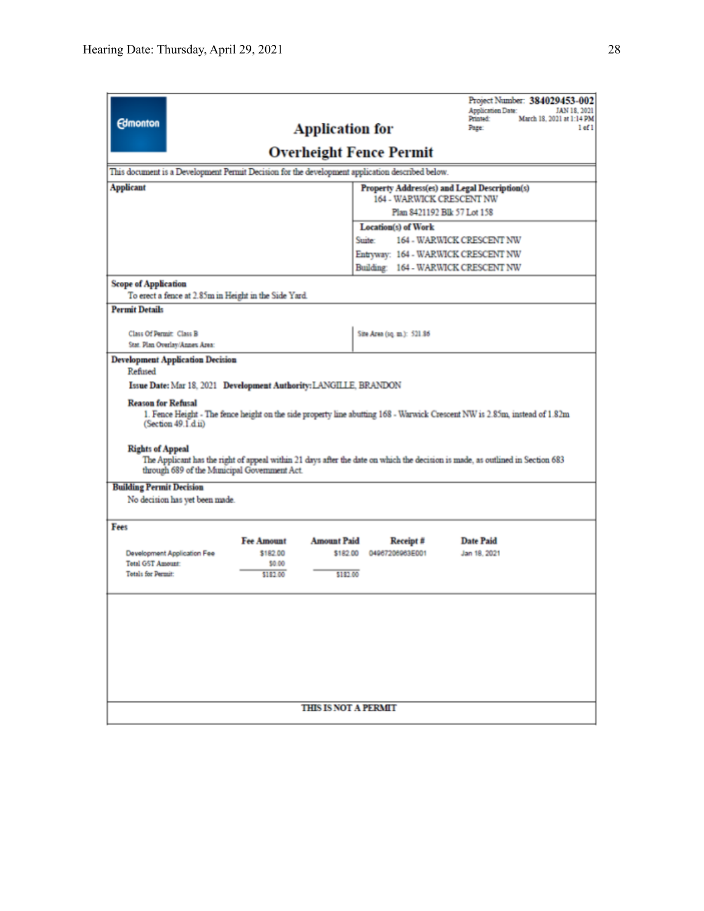Edmonton

# Application for Overheight Fence Permit

Project Number: **384029453-002**
Application Date: JAN 18, 2021
Printed: March 18, 2021 at 1:14 PM
Page: 1 of 1

This document is a Development Permit Decision for the development application described below.

| Applicant | Property Address(es) and Legal Description(s) |
|---|---|
| | 164 - WARWICK CRESCENT NW |
| | Plan 8421192 Blk 57 Lot 158 |
| | **Location(s) of Work** |
| | Suite: 164 - WARWICK CRESCENT NW |
| | Entryway: 164 - WARWICK CRESCENT NW |
| | Building: 164 - WARWICK CRESCENT NW |

**Scope of Application**

To erect a fence at 2.85m in Height in the Side Yard.

**Permit Details**

Class Of Permit: Class B

Stat. Plan Overlay/Annex Area:

Site Area (sq. m.): 521.86

**Development Application Decision**

Refused

**Issue Date:** Mar 18, 2021 **Development Authority:** LANGILLE, BRANDON

**Reason for Refusal**

1. Fence Height - The fence height on the side property line abutting 168 - Warwick Crescent NW is 2.85m, instead of 1.82m (Section 49.1.d.ii)

**Rights of Appeal**

The Applicant has the right of appeal within 21 days after the date on which the decision is made, as outlined in Section 683 through 689 of the Municipal Government Act.

**Building Permit Decision**

No decision has yet been made.

**Fees**

| | Fee Amount | Amount Paid | Receipt # | Date Paid |
|---|---|---|---|---|
| Development Application Fee | $182.00 | $182.00 | 04967206963E001 | Jan 18, 2021 |
| Total GST Amount: | $0.00 | | | |
| Totals for Permit: | $182.00 | $182.00 | | |

THIS IS NOT A PERMIT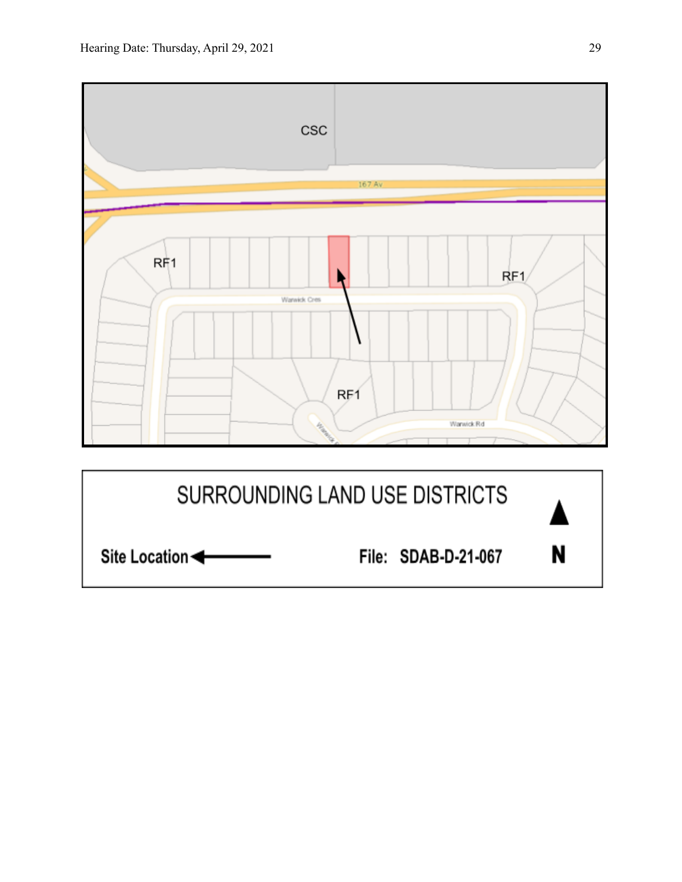CSC

167 Av

RF1

RF1

Warwick Cres

RF1

Warwick Rd

Warwick

SURROUNDING LAND USE DISTRICTS

Site Location

File: SDAB-D-21-067

N